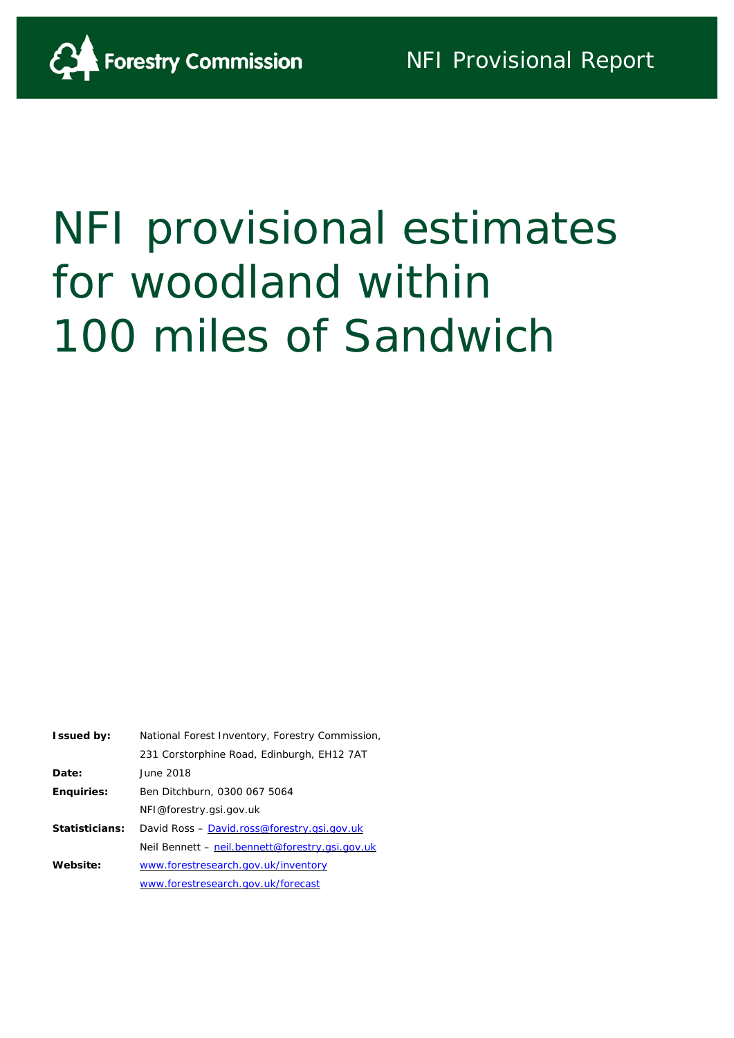Forestry Commission

NFI Provisional Report

# NFI provisional estimates for woodland within 100 miles of Sandwich

| | |
|---|---|
| **Issued by:** | National Forest Inventory, Forestry Commission, |
| | 231 Corstorphine Road, Edinburgh, EH12 7AT |
| **Date:** | June 2018 |
| **Enquiries:** | Ben Ditchburn, 0300 067 5064 |
| | NFI@forestry.gsi.gov.uk |
| **Statisticians:** | David Ross – David.ross@forestry.gsi.gov.uk |
| | Neil Bennett – neil.bennett@forestry.gsi.gov.uk |
| **Website:** | www.forestresearch.gov.uk/inventory |
| | www.forestresearch.gov.uk/forecast |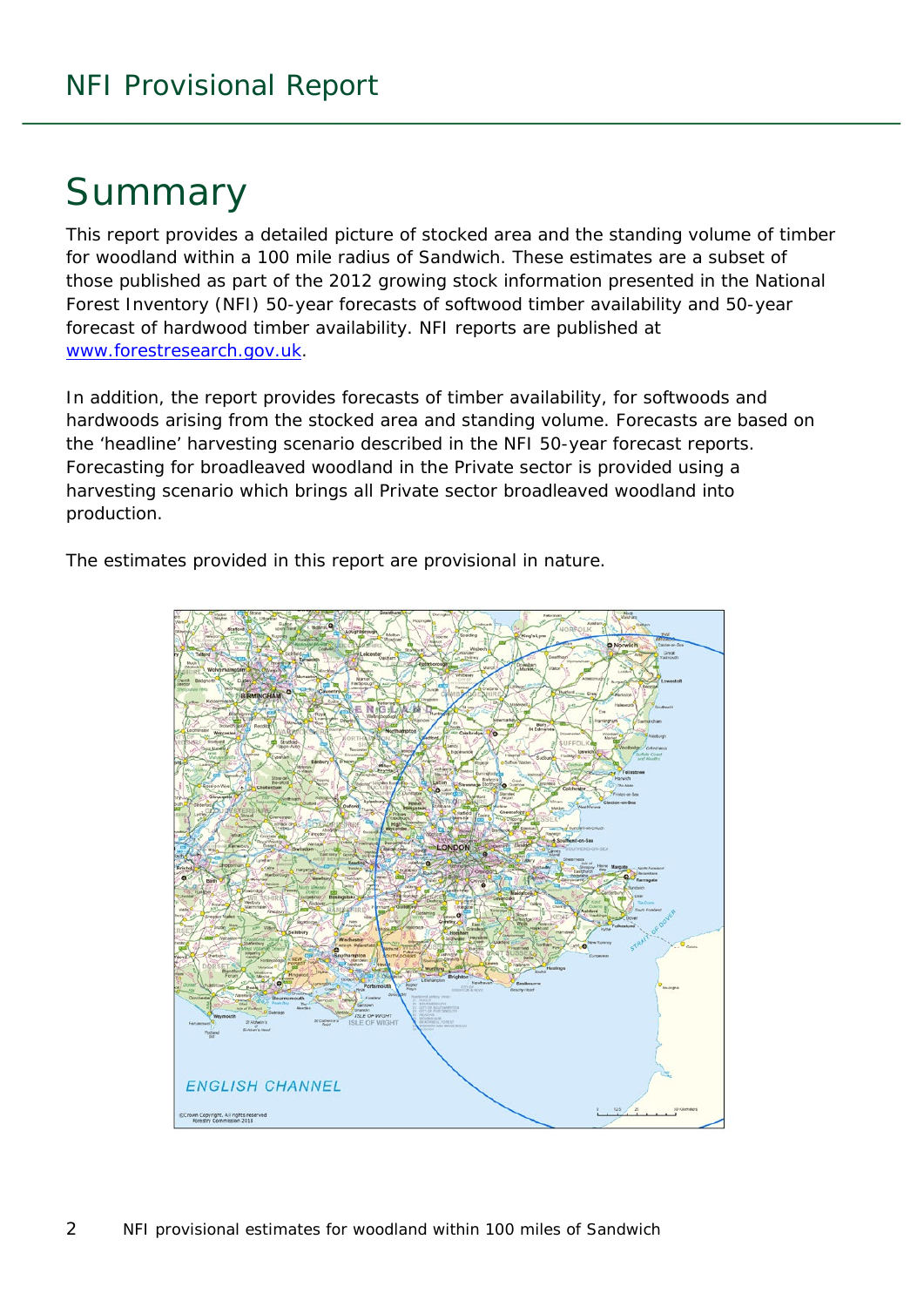# Summary

This report provides a detailed picture of stocked area and the standing volume of timber for woodland within a 100 mile radius of Sandwich. These estimates are a subset of those published as part of the 2012 growing stock information presented in the National Forest Inventory (NFI) 50-year forecasts of softwood timber availability and 50-year forecast of hardwood timber availability. NFI reports are published at www.forestresearch.gov.uk.

In addition, the report provides forecasts of timber availability, for softwoods and hardwoods arising from the stocked area and standing volume. Forecasts are based on the 'headline' harvesting scenario described in the NFI 50-year forecast reports. Forecasting for broadleaved woodland in the Private sector is provided using a harvesting scenario which brings all Private sector broadleaved woodland into production.

The estimates provided in this report are provisional in nature.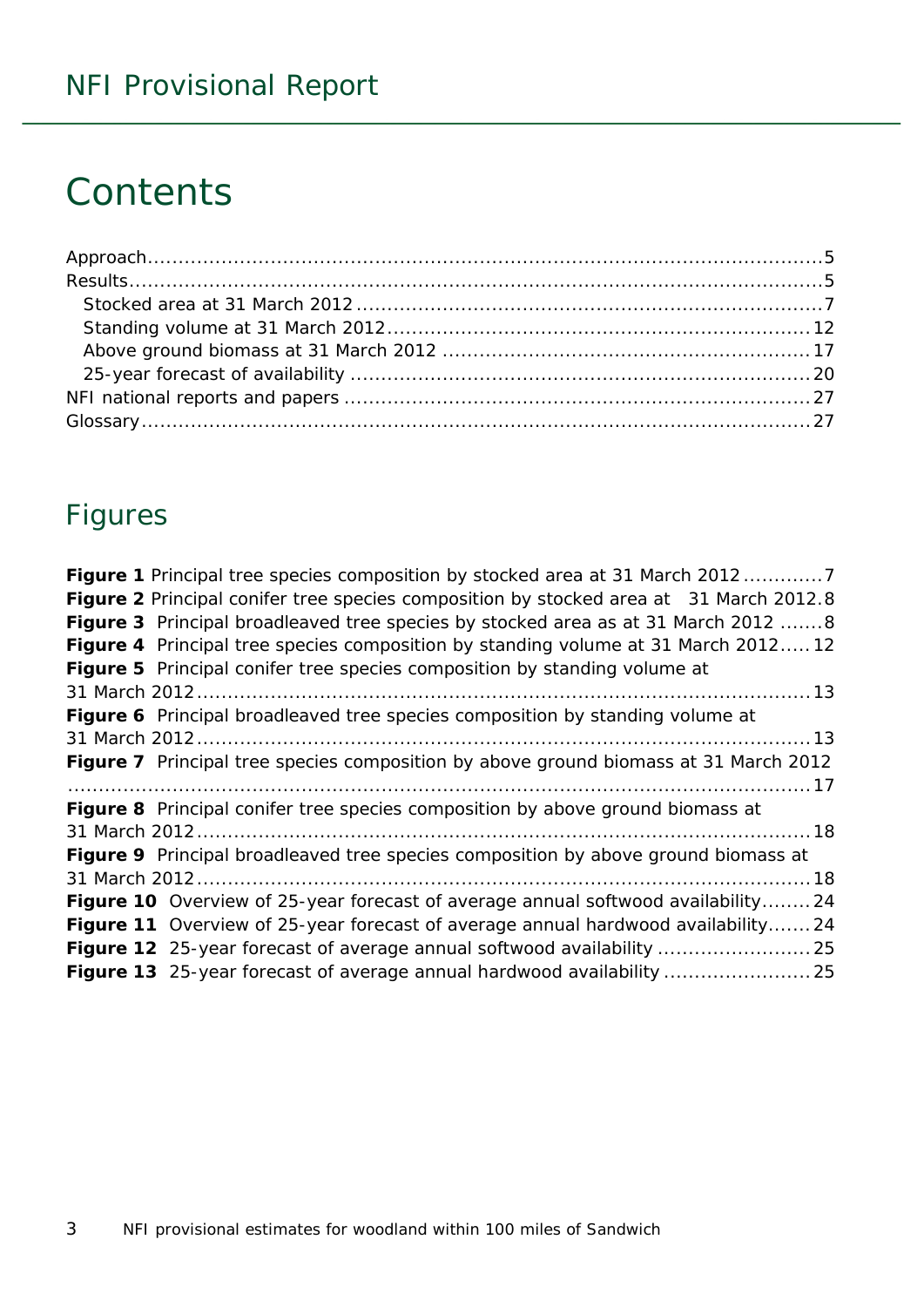# Contents

Approach........................................................................................................5
Results..........................................................................................................5
  Stocked area at 31 March 2012..........................................................................7
  Standing volume at 31 March 2012.....................................................................12
  Above ground biomass at 31 March 2012 .............................................................17
  25-year forecast of availability ..........................................................................20
NFI national reports and papers ............................................................................27
Glossary..........................................................................................................27

## Figures

**Figure 1** Principal tree species composition by stocked area at 31 March 2012 ............7
**Figure 2** Principal conifer tree species composition by stocked area at 31 March 2012.8
**Figure 3** Principal broadleaved tree species by stocked area as at 31 March 2012 .......8
**Figure 4** Principal tree species composition by standing volume at 31 March 2012.....12
**Figure 5** Principal conifer tree species composition by standing volume at 31 March 2012..........................................................................................13
**Figure 6** Principal broadleaved tree species composition by standing volume at 31 March 2012..........................................................................................13
**Figure 7** Principal tree species composition by above ground biomass at 31 March 2012 ..........................................................................................17
**Figure 8** Principal conifer tree species composition by above ground biomass at 31 March 2012..........................................................................................18
**Figure 9** Principal broadleaved tree species composition by above ground biomass at 31 March 2012..........................................................................................18
**Figure 10** Overview of 25-year forecast of average annual softwood availability........24
**Figure 11** Overview of 25-year forecast of average annual hardwood availability.......24
**Figure 12** 25-year forecast of average annual softwood availability .........................25
**Figure 13** 25-year forecast of average annual hardwood availability ........................25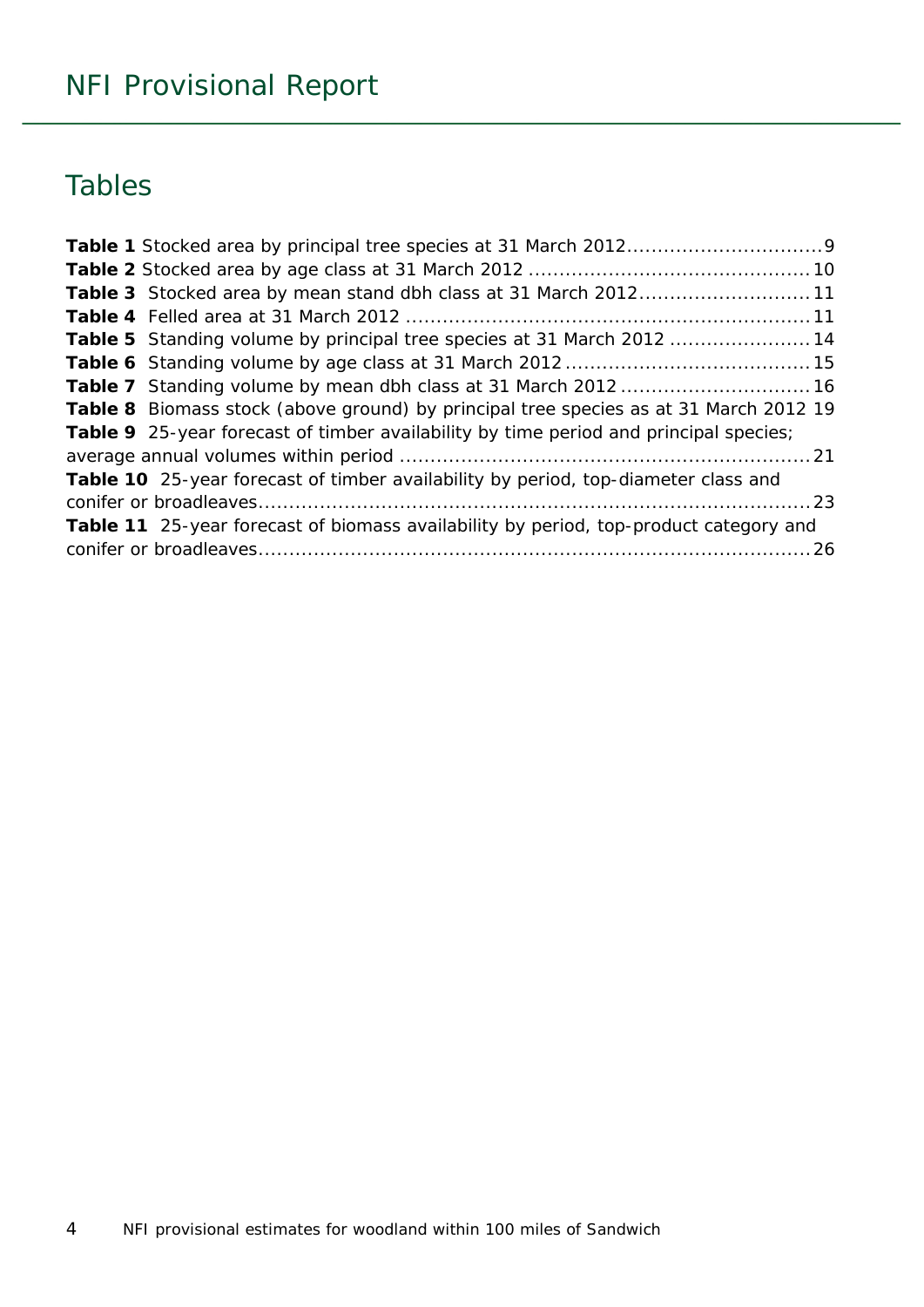# Tables

**Table 1** Stocked area by principal tree species at 31 March 2012 ............................... 9
**Table 2** Stocked area by age class at 31 March 2012 ............................................. 10
**Table 3** Stocked area by mean stand dbh class at 31 March 2012 ........................... 11
**Table 4** Felled area at 31 March 2012 .................................................................. 11
**Table 5** Standing volume by principal tree species at 31 March 2012 ....................... 14
**Table 6** Standing volume by age class at 31 March 2012 ....................................... 15
**Table 7** Standing volume by mean dbh class at 31 March 2012 .............................. 16
**Table 8** Biomass stock (above ground) by principal tree species as at 31 March 2012 19
**Table 9** 25-year forecast of timber availability by time period and principal species; average annual volumes within period .................................................................. 21
**Table 10** 25-year forecast of timber availability by period, top-diameter class and conifer or broadleaves ........................................................................................ 23
**Table 11** 25-year forecast of biomass availability by period, top-product category and conifer or broadleaves ........................................................................................ 26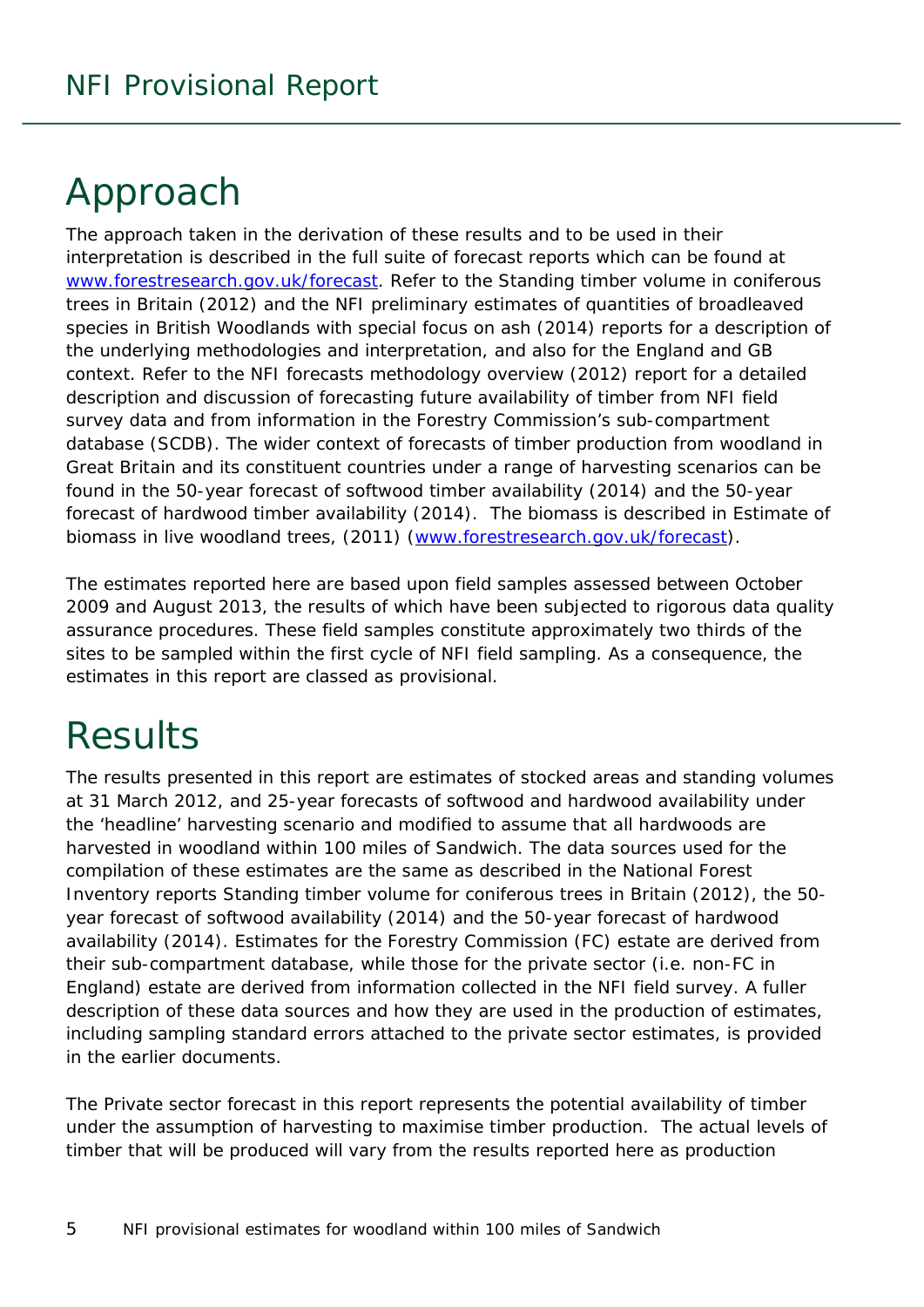# Approach

The approach taken in the derivation of these results and to be used in their interpretation is described in the full suite of forecast reports which can be found at [www.forestresearch.gov.uk/forecast](www.forestresearch.gov.uk/forecast). Refer to the Standing timber volume in coniferous trees in Britain (2012) and the NFI preliminary estimates of quantities of broadleaved species in British Woodlands with special focus on ash (2014) reports for a description of the underlying methodologies and interpretation, and also for the England and GB context. Refer to the NFI forecasts methodology overview (2012) report for a detailed description and discussion of forecasting future availability of timber from NFI field survey data and from information in the Forestry Commission's sub-compartment database (SCDB). The wider context of forecasts of timber production from woodland in Great Britain and its constituent countries under a range of harvesting scenarios can be found in the 50-year forecast of softwood timber availability (2014) and the 50-year forecast of hardwood timber availability (2014). The biomass is described in Estimate of biomass in live woodland trees, (2011) ([www.forestresearch.gov.uk/forecast](www.forestresearch.gov.uk/forecast)).

The estimates reported here are based upon field samples assessed between October 2009 and August 2013, the results of which have been subjected to rigorous data quality assurance procedures. These field samples constitute approximately two thirds of the sites to be sampled within the first cycle of NFI field sampling. As a consequence, the estimates in this report are classed as provisional.

# Results

The results presented in this report are estimates of stocked areas and standing volumes at 31 March 2012, and 25-year forecasts of softwood and hardwood availability under the 'headline' harvesting scenario and modified to assume that all hardwoods are harvested in woodland within 100 miles of Sandwich. The data sources used for the compilation of these estimates are the same as described in the National Forest Inventory reports Standing timber volume for coniferous trees in Britain (2012), the 50-year forecast of softwood availability (2014) and the 50-year forecast of hardwood availability (2014). Estimates for the Forestry Commission (FC) estate are derived from their sub-compartment database, while those for the private sector (i.e. non-FC in England) estate are derived from information collected in the NFI field survey. A fuller description of these data sources and how they are used in the production of estimates, including sampling standard errors attached to the private sector estimates, is provided in the earlier documents.

The Private sector forecast in this report represents the potential availability of timber under the assumption of harvesting to maximise timber production. The actual levels of timber that will be produced will vary from the results reported here as production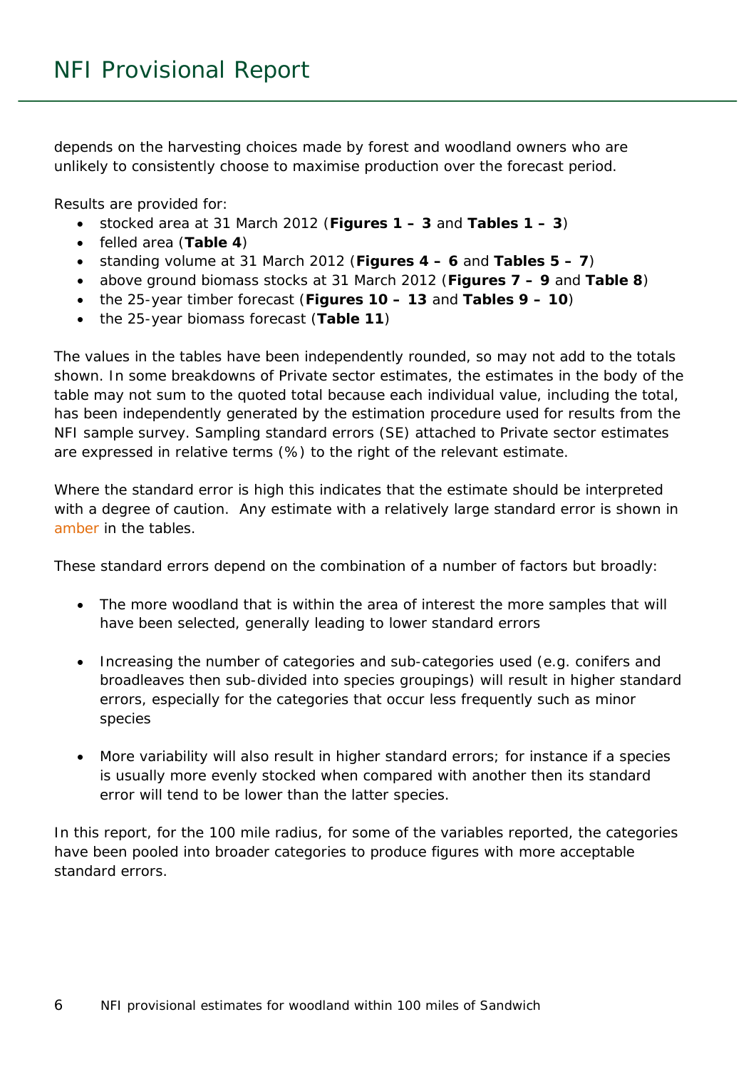depends on the harvesting choices made by forest and woodland owners who are unlikely to consistently choose to maximise production over the forecast period.

Results are provided for:

- stocked area at 31 March 2012 (**Figures 1 – 3** and **Tables 1 – 3**)
- felled area (**Table 4**)
- standing volume at 31 March 2012 (**Figures 4 – 6** and **Tables 5 – 7**)
- above ground biomass stocks at 31 March 2012 (**Figures 7 – 9** and **Table 8**)
- the 25-year timber forecast (**Figures 10 – 13** and **Tables 9 – 10**)
- the 25-year biomass forecast (**Table 11**)

The values in the tables have been independently rounded, so may not add to the totals shown. In some breakdowns of Private sector estimates, the estimates in the body of the table may not sum to the quoted total because each individual value, including the total, has been independently generated by the estimation procedure used for results from the NFI sample survey. Sampling standard errors (SE) attached to Private sector estimates are expressed in relative terms (%) to the right of the relevant estimate.

Where the standard error is high this indicates that the estimate should be interpreted with a degree of caution. Any estimate with a relatively large standard error is shown in amber in the tables.

These standard errors depend on the combination of a number of factors but broadly:

- The more woodland that is within the area of interest the more samples that will have been selected, generally leading to lower standard errors

- Increasing the number of categories and sub-categories used (e.g. conifers and broadleaves then sub-divided into species groupings) will result in higher standard errors, especially for the categories that occur less frequently such as minor species

- More variability will also result in higher standard errors; for instance if a species is usually more evenly stocked when compared with another then its standard error will tend to be lower than the latter species.

In this report, for the 100 mile radius, for some of the variables reported, the categories have been pooled into broader categories to produce figures with more acceptable standard errors.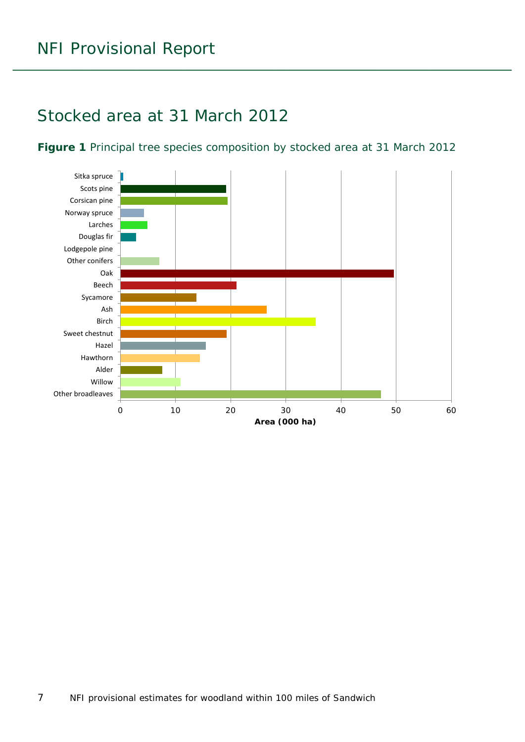# Stocked area at 31 March 2012

**Figure 1** Principal tree species composition by stocked area at 31 March 2012

Sitka spruce
Scots pine
Corsican pine
Norway spruce
Larches
Douglas fir
Lodgepole pine
Other conifers
Oak
Beech
Sycamore
Ash
Birch
Sweet chestnut
Hazel
Hawthorn
Alder
Willow
Other broadleaves

0 10 20 30 40 50 60

**Area (000 ha)**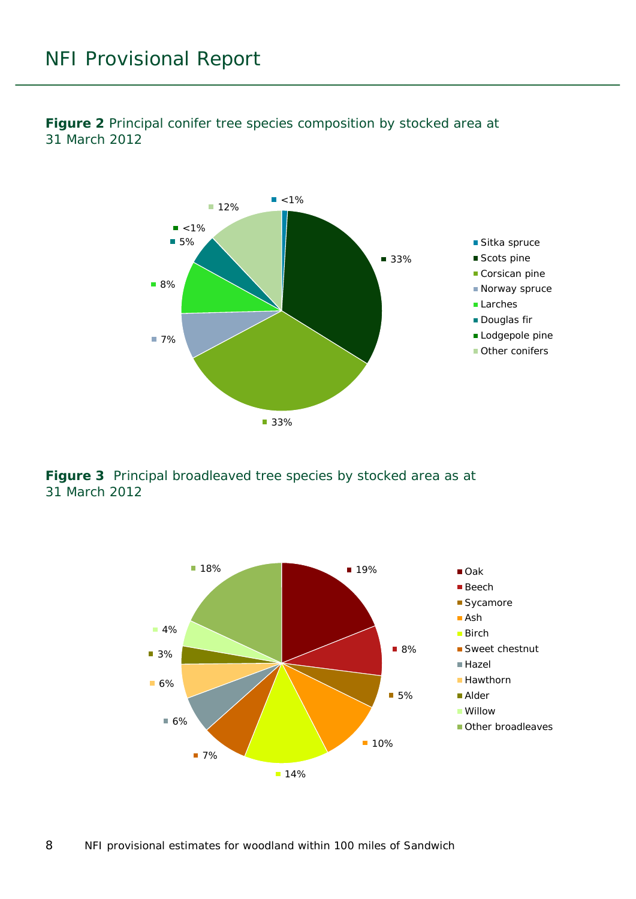**Figure 2** Principal conifer tree species composition by stocked area at 31 March 2012

<1%
33%
33%
7%
8%
5%
<1%
12%

Sitka spruce
Scots pine
Corsican pine
Norway spruce
Larches
Douglas fir
Lodgepole pine
Other conifers

**Figure 3** Principal broadleaved tree species by stocked area as at 31 March 2012

19%
8%
5%
10%
14%
7%
6%
6%
3%
4%
18%

Oak
Beech
Sycamore
Ash
Birch
Sweet chestnut
Hazel
Hawthorn
Alder
Willow
Other broadleaves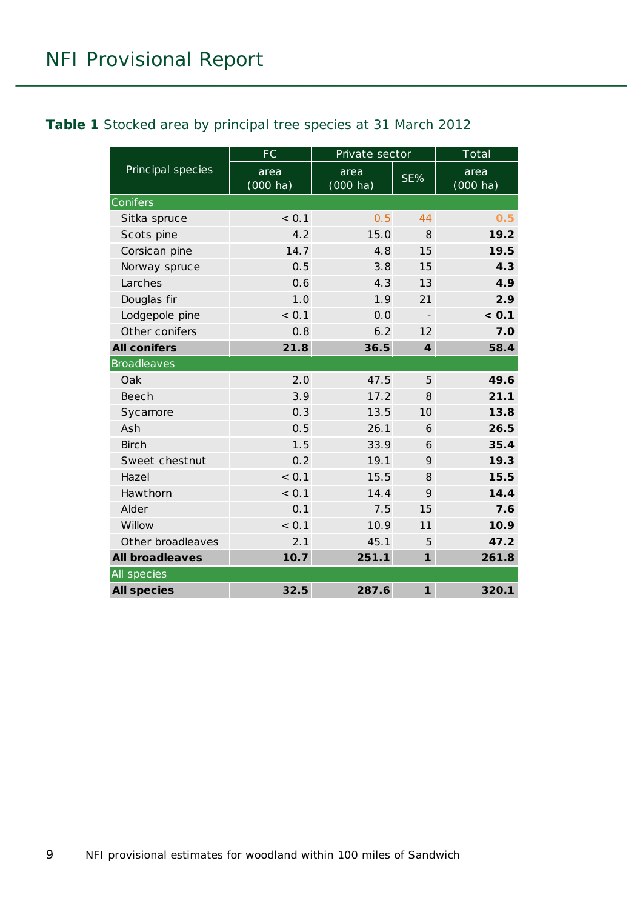**Table 1** Stocked area by principal tree species at 31 March 2012

| Principal species | FC | Private sector | | Total |
|---|---|---|---|---|
| | area (000 ha) | area (000 ha) | SE% | area (000 ha) |
| Conifers | | | | |
| Sitka spruce | < 0.1 | 0.5 | 44 | **0.5** |
| Scots pine | 4.2 | 15.0 | 8 | **19.2** |
| Corsican pine | 14.7 | 4.8 | 15 | **19.5** |
| Norway spruce | 0.5 | 3.8 | 15 | **4.3** |
| Larches | 0.6 | 4.3 | 13 | **4.9** |
| Douglas fir | 1.0 | 1.9 | 21 | **2.9** |
| Lodgepole pine | < 0.1 | 0.0 | - | **< 0.1** |
| Other conifers | 0.8 | 6.2 | 12 | **7.0** |
| **All conifers** | **21.8** | **36.5** | **4** | **58.4** |
| Broadleaves | | | | |
| Oak | 2.0 | 47.5 | 5 | **49.6** |
| Beech | 3.9 | 17.2 | 8 | **21.1** |
| Sycamore | 0.3 | 13.5 | 10 | **13.8** |
| Ash | 0.5 | 26.1 | 6 | **26.5** |
| Birch | 1.5 | 33.9 | 6 | **35.4** |
| Sweet chestnut | 0.2 | 19.1 | 9 | **19.3** |
| Hazel | < 0.1 | 15.5 | 8 | **15.5** |
| Hawthorn | < 0.1 | 14.4 | 9 | **14.4** |
| Alder | 0.1 | 7.5 | 15 | **7.6** |
| Willow | < 0.1 | 10.9 | 11 | **10.9** |
| Other broadleaves | 2.1 | 45.1 | 5 | **47.2** |
| **All broadleaves** | **10.7** | **251.1** | **1** | **261.8** |
| All species | | | | |
| **All species** | **32.5** | **287.6** | **1** | **320.1** |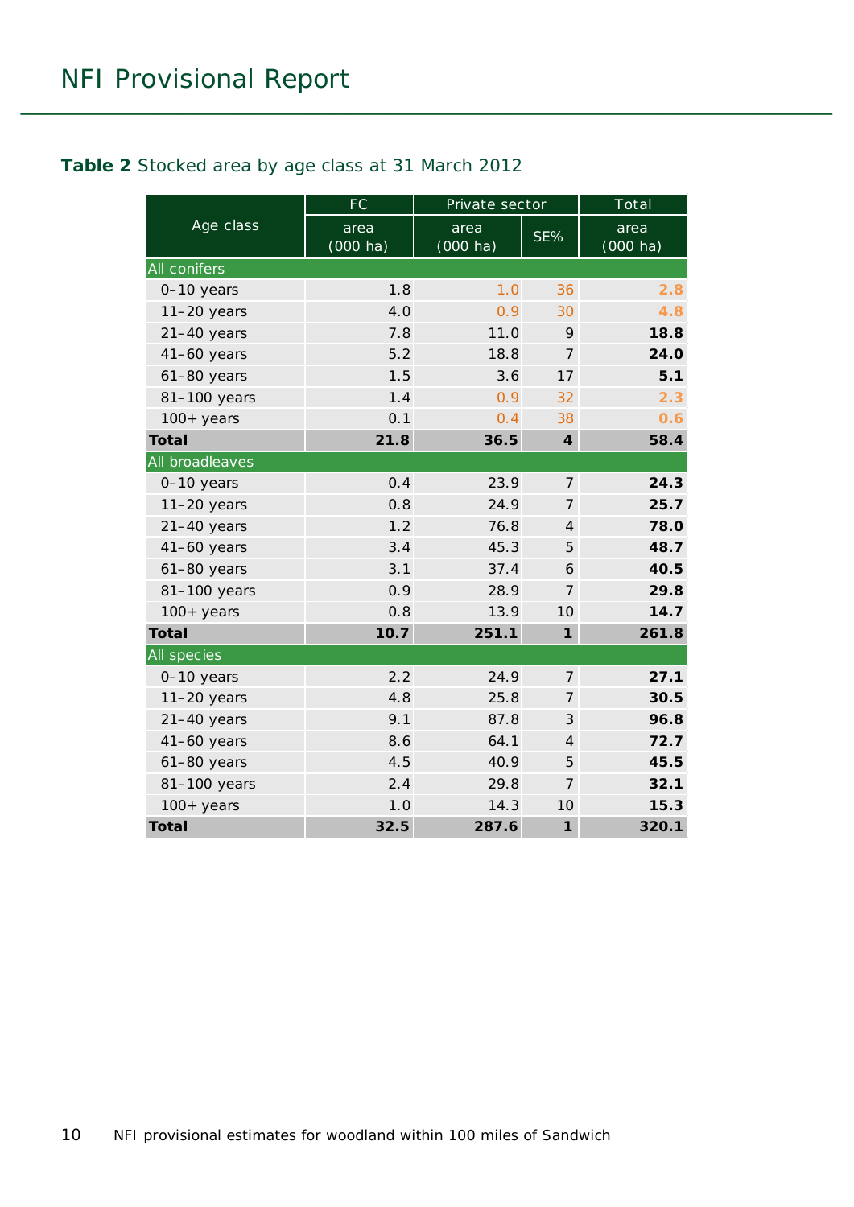**Table 2** Stocked area by age class at 31 March 2012

| Age class | FC | Private sector | | Total |
|---|---|---|---|---|
| | area (000 ha) | area (000 ha) | SE% | area (000 ha) |
| **All conifers** | | | | |
| 0–10 years | 1.8 | 1.0 | 36 | **2.8** |
| 11–20 years | 4.0 | 0.9 | 30 | **4.8** |
| 21–40 years | 7.8 | 11.0 | 9 | **18.8** |
| 41–60 years | 5.2 | 18.8 | 7 | **24.0** |
| 61–80 years | 1.5 | 3.6 | 17 | **5.1** |
| 81–100 years | 1.4 | 0.9 | 32 | **2.3** |
| 100+ years | 0.1 | 0.4 | 38 | **0.6** |
| **Total** | **21.8** | **36.5** | **4** | **58.4** |
| **All broadleaves** | | | | |
| 0–10 years | 0.4 | 23.9 | 7 | **24.3** |
| 11–20 years | 0.8 | 24.9 | 7 | **25.7** |
| 21–40 years | 1.2 | 76.8 | 4 | **78.0** |
| 41–60 years | 3.4 | 45.3 | 5 | **48.7** |
| 61–80 years | 3.1 | 37.4 | 6 | **40.5** |
| 81–100 years | 0.9 | 28.9 | 7 | **29.8** |
| 100+ years | 0.8 | 13.9 | 10 | **14.7** |
| **Total** | **10.7** | **251.1** | **1** | **261.8** |
| **All species** | | | | |
| 0–10 years | 2.2 | 24.9 | 7 | **27.1** |
| 11–20 years | 4.8 | 25.8 | 7 | **30.5** |
| 21–40 years | 9.1 | 87.8 | 3 | **96.8** |
| 41–60 years | 8.6 | 64.1 | 4 | **72.7** |
| 61–80 years | 4.5 | 40.9 | 5 | **45.5** |
| 81–100 years | 2.4 | 29.8 | 7 | **32.1** |
| 100+ years | 1.0 | 14.3 | 10 | **15.3** |
| **Total** | **32.5** | **287.6** | **1** | **320.1** |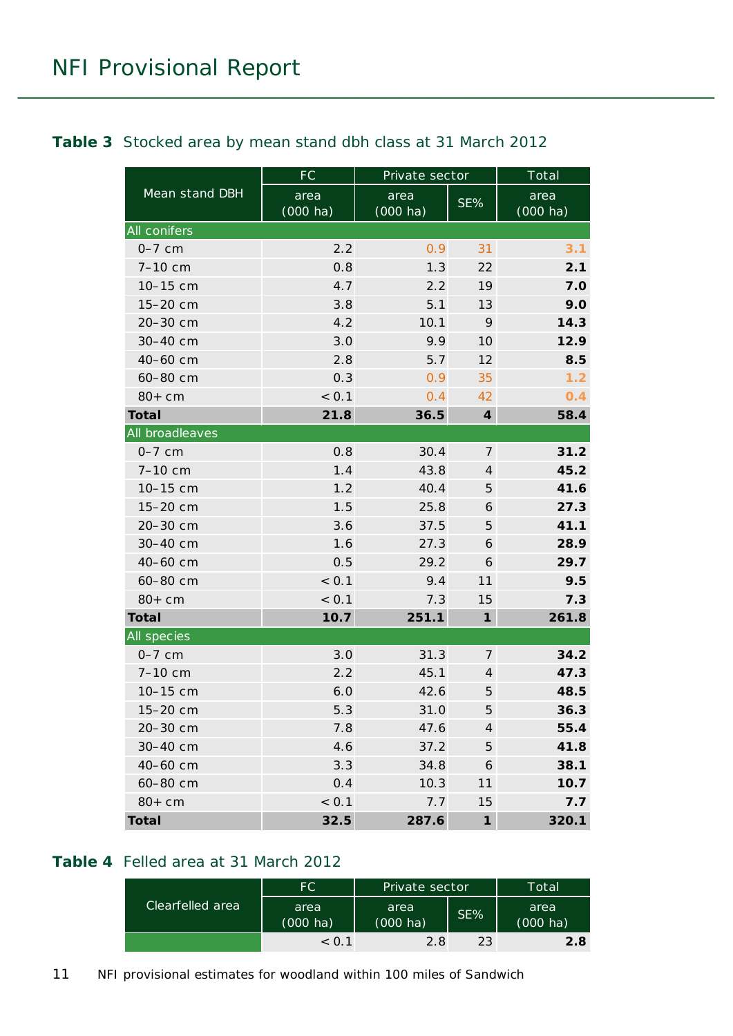**Table 3** Stocked area by mean stand dbh class at 31 March 2012

| Mean stand DBH | FC | Private sector | | Total |
|---|---|---|---|---|
| | area (000 ha) | area (000 ha) | SE% | area (000 ha) |
| **All conifers** | | | | |
| 0–7 cm | 2.2 | 0.9 | 31 | **3.1** |
| 7–10 cm | 0.8 | 1.3 | 22 | **2.1** |
| 10–15 cm | 4.7 | 2.2 | 19 | **7.0** |
| 15–20 cm | 3.8 | 5.1 | 13 | **9.0** |
| 20–30 cm | 4.2 | 10.1 | 9 | **14.3** |
| 30–40 cm | 3.0 | 9.9 | 10 | **12.9** |
| 40–60 cm | 2.8 | 5.7 | 12 | **8.5** |
| 60–80 cm | 0.3 | 0.9 | 35 | **1.2** |
| 80+ cm | < 0.1 | 0.4 | 42 | **0.4** |
| **Total** | **21.8** | **36.5** | **4** | **58.4** |
| **All broadleaves** | | | | |
| 0–7 cm | 0.8 | 30.4 | 7 | **31.2** |
| 7–10 cm | 1.4 | 43.8 | 4 | **45.2** |
| 10–15 cm | 1.2 | 40.4 | 5 | **41.6** |
| 15–20 cm | 1.5 | 25.8 | 6 | **27.3** |
| 20–30 cm | 3.6 | 37.5 | 5 | **41.1** |
| 30–40 cm | 1.6 | 27.3 | 6 | **28.9** |
| 40–60 cm | 0.5 | 29.2 | 6 | **29.7** |
| 60–80 cm | < 0.1 | 9.4 | 11 | **9.5** |
| 80+ cm | < 0.1 | 7.3 | 15 | **7.3** |
| **Total** | **10.7** | **251.1** | **1** | **261.8** |
| **All species** | | | | |
| 0–7 cm | 3.0 | 31.3 | 7 | **34.2** |
| 7–10 cm | 2.2 | 45.1 | 4 | **47.3** |
| 10–15 cm | 6.0 | 42.6 | 5 | **48.5** |
| 15–20 cm | 5.3 | 31.0 | 5 | **36.3** |
| 20–30 cm | 7.8 | 47.6 | 4 | **55.4** |
| 30–40 cm | 4.6 | 37.2 | 5 | **41.8** |
| 40–60 cm | 3.3 | 34.8 | 6 | **38.1** |
| 60–80 cm | 0.4 | 10.3 | 11 | **10.7** |
| 80+ cm | < 0.1 | 7.7 | 15 | **7.7** |
| **Total** | **32.5** | **287.6** | **1** | **320.1** |

**Table 4** Felled area at 31 March 2012

| Clearfelled area | FC | Private sector | | Total |
|---|---|---|---|---|
| | area (000 ha) | area (000 ha) | SE% | area (000 ha) |
| | < 0.1 | 2.8 | 23 | **2.8** |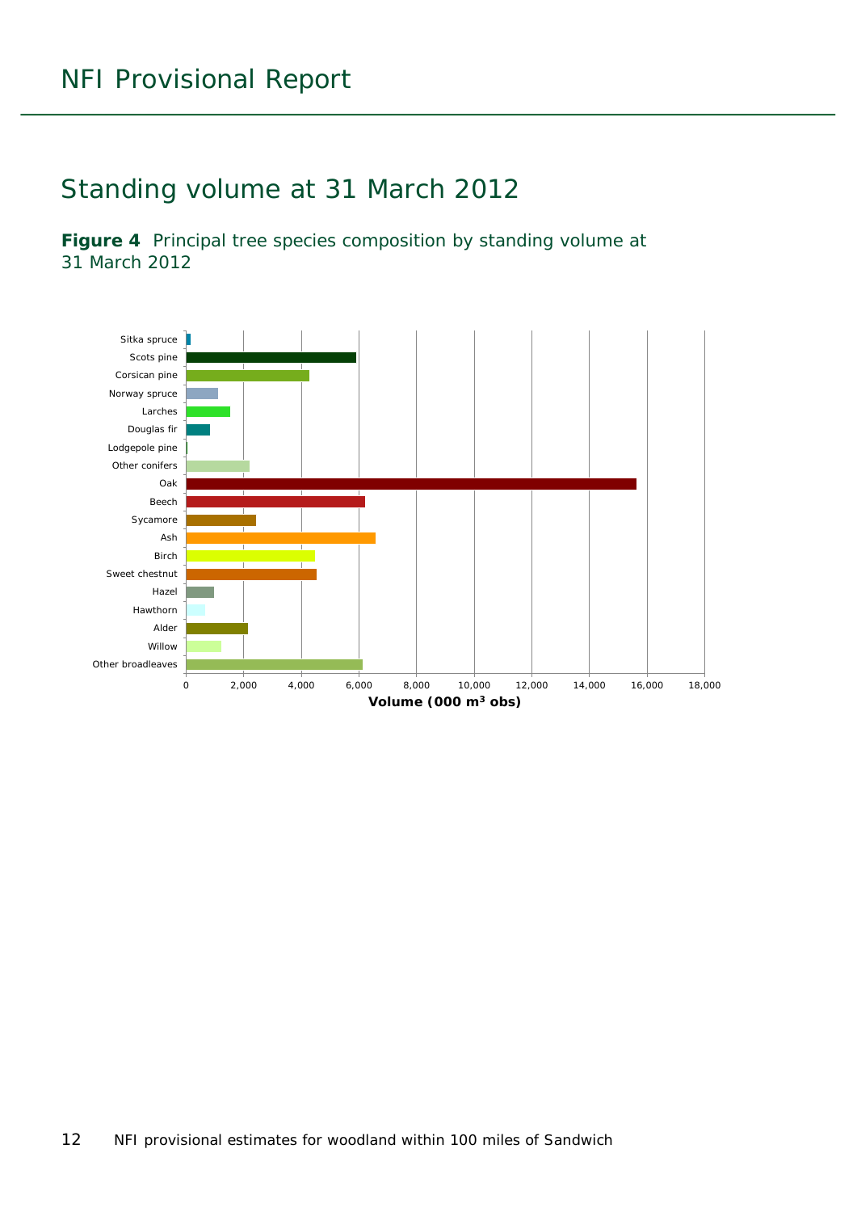# NFI Provisional Report

## Standing volume at 31 March 2012

**Figure 4** Principal tree species composition by standing volume at 31 March 2012

Sitka spruce
Scots pine
Corsican pine
Norway spruce
Larches
Douglas fir
Lodgepole pine
Other conifers
Oak
Beech
Sycamore
Ash
Birch
Sweet chestnut
Hazel
Hawthorn
Alder
Willow
Other broadleaves

0 2,000 4,000 6,000 8,000 10,000 12,000 14,000 16,000 18,000

**Volume (000 m³ obs)**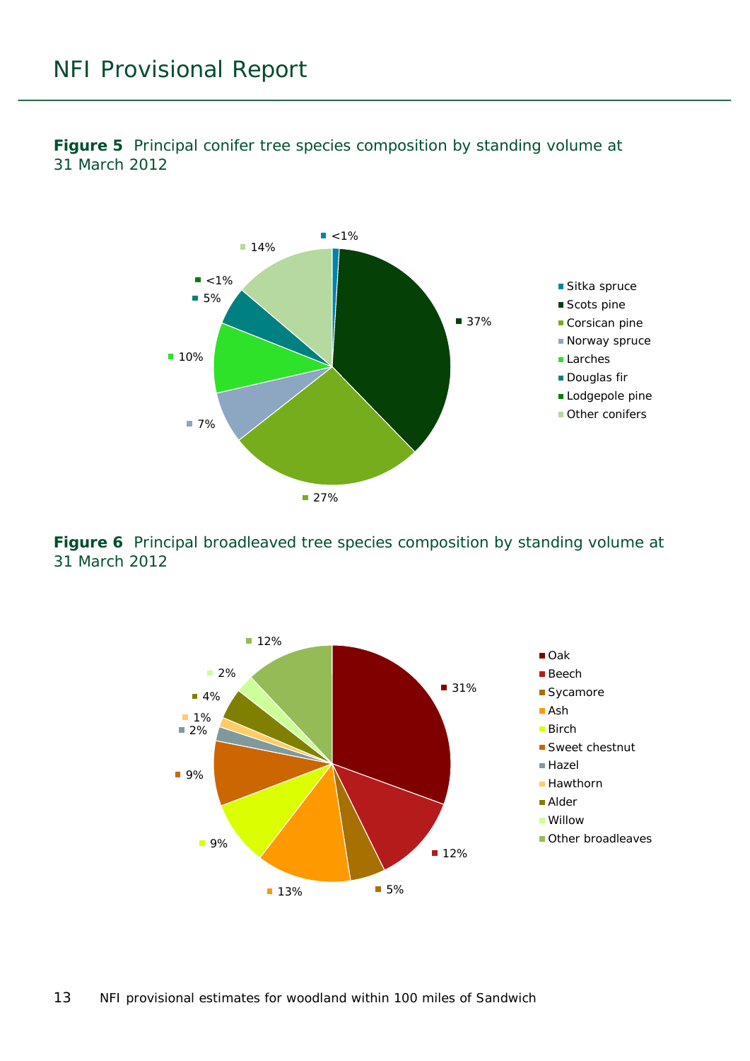**Figure 5** Principal conifer tree species composition by standing volume at 31 March 2012

<1%
37%
27%
7%
10%
5%
<1%
14%

Sitka spruce
Scots pine
Corsican pine
Norway spruce
Larches
Douglas fir
Lodgepole pine
Other conifers

**Figure 6** Principal broadleaved tree species composition by standing volume at 31 March 2012

31%
12%
5%
13%
9%
9%
2%
1%
4%
2%
12%

Oak
Beech
Sycamore
Ash
Birch
Sweet chestnut
Hazel
Hawthorn
Alder
Willow
Other broadleaves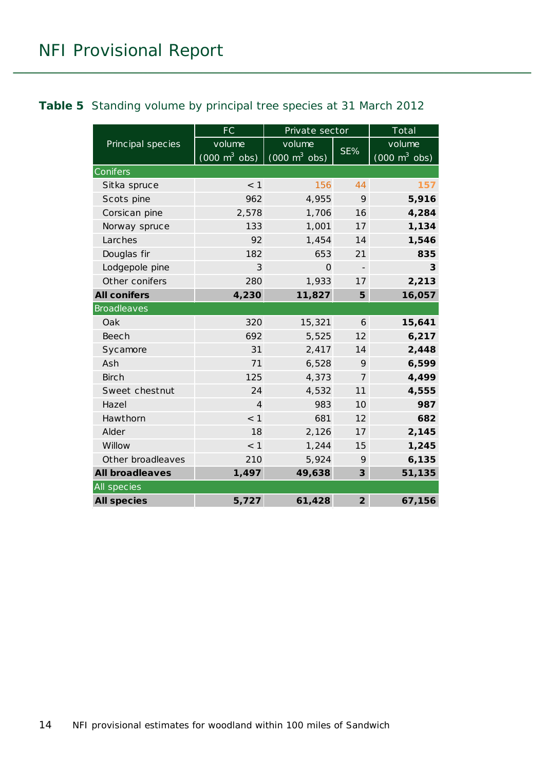## **Table 5** Standing volume by principal tree species at 31 March 2012

| Principal species | FC | Private sector | | Total |
|---|---|---|---|---|
| | volume (000 $m^3$ obs) | volume (000 $m^3$ obs) | SE% | volume (000 $m^3$ obs) |
| Conifers | | | | |
| Sitka spruce | < 1 | 156 | 44 | **157** |
| Scots pine | 962 | 4,955 | 9 | **5,916** |
| Corsican pine | 2,578 | 1,706 | 16 | **4,284** |
| Norway spruce | 133 | 1,001 | 17 | **1,134** |
| Larches | 92 | 1,454 | 14 | **1,546** |
| Douglas fir | 182 | 653 | 21 | **835** |
| Lodgepole pine | 3 | 0 | - | **3** |
| Other conifers | 280 | 1,933 | 17 | **2,213** |
| **All conifers** | **4,230** | **11,827** | **5** | **16,057** |
| Broadleaves | | | | |
| Oak | 320 | 15,321 | 6 | **15,641** |
| Beech | 692 | 5,525 | 12 | **6,217** |
| Sycamore | 31 | 2,417 | 14 | **2,448** |
| Ash | 71 | 6,528 | 9 | **6,599** |
| Birch | 125 | 4,373 | 7 | **4,499** |
| Sweet chestnut | 24 | 4,532 | 11 | **4,555** |
| Hazel | 4 | 983 | 10 | **987** |
| Hawthorn | < 1 | 681 | 12 | **682** |
| Alder | 18 | 2,126 | 17 | **2,145** |
| Willow | < 1 | 1,244 | 15 | **1,245** |
| Other broadleaves | 210 | 5,924 | 9 | **6,135** |
| **All broadleaves** | **1,497** | **49,638** | **3** | **51,135** |
| All species | | | | |
| **All species** | **5,727** | **61,428** | **2** | **67,156** |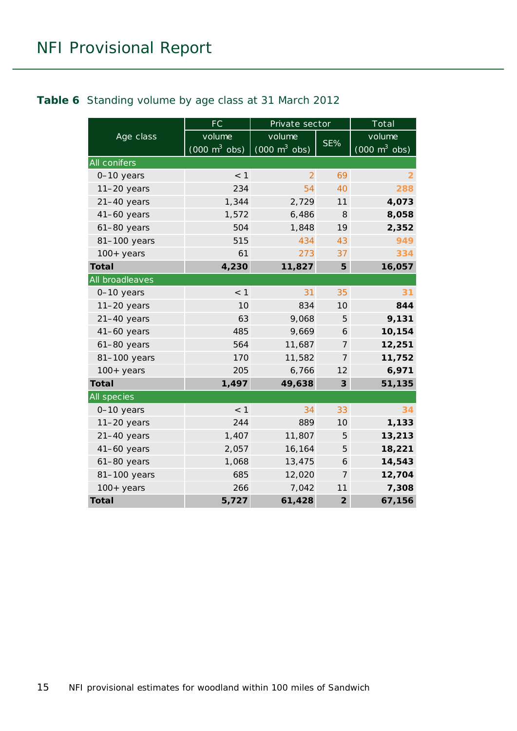**Table 6** Standing volume by age class at 31 March 2012

| Age class | FC | Private sector | | Total |
|---|---|---|---|---|
| | volume (000 m$^3$ obs) | volume (000 m$^3$ obs) | SE% | volume (000 m$^3$ obs) |
| **All conifers** | | | | |
| 0–10 years | < 1 | 2 | 69 | **2** |
| 11–20 years | 234 | 54 | 40 | **288** |
| 21–40 years | 1,344 | 2,729 | 11 | **4,073** |
| 41–60 years | 1,572 | 6,486 | 8 | **8,058** |
| 61–80 years | 504 | 1,848 | 19 | **2,352** |
| 81–100 years | 515 | 434 | 43 | **949** |
| 100+ years | 61 | 273 | 37 | **334** |
| **Total** | **4,230** | **11,827** | **5** | **16,057** |
| **All broadleaves** | | | | |
| 0–10 years | < 1 | 31 | 35 | **31** |
| 11–20 years | 10 | 834 | 10 | **844** |
| 21–40 years | 63 | 9,068 | 5 | **9,131** |
| 41–60 years | 485 | 9,669 | 6 | **10,154** |
| 61–80 years | 564 | 11,687 | 7 | **12,251** |
| 81–100 years | 170 | 11,582 | 7 | **11,752** |
| 100+ years | 205 | 6,766 | 12 | **6,971** |
| **Total** | **1,497** | **49,638** | **3** | **51,135** |
| **All species** | | | | |
| 0–10 years | < 1 | 34 | 33 | **34** |
| 11–20 years | 244 | 889 | 10 | **1,133** |
| 21–40 years | 1,407 | 11,807 | 5 | **13,213** |
| 41–60 years | 2,057 | 16,164 | 5 | **18,221** |
| 61–80 years | 1,068 | 13,475 | 6 | **14,543** |
| 81–100 years | 685 | 12,020 | 7 | **12,704** |
| 100+ years | 266 | 7,042 | 11 | **7,308** |
| **Total** | **5,727** | **61,428** | **2** | **67,156** |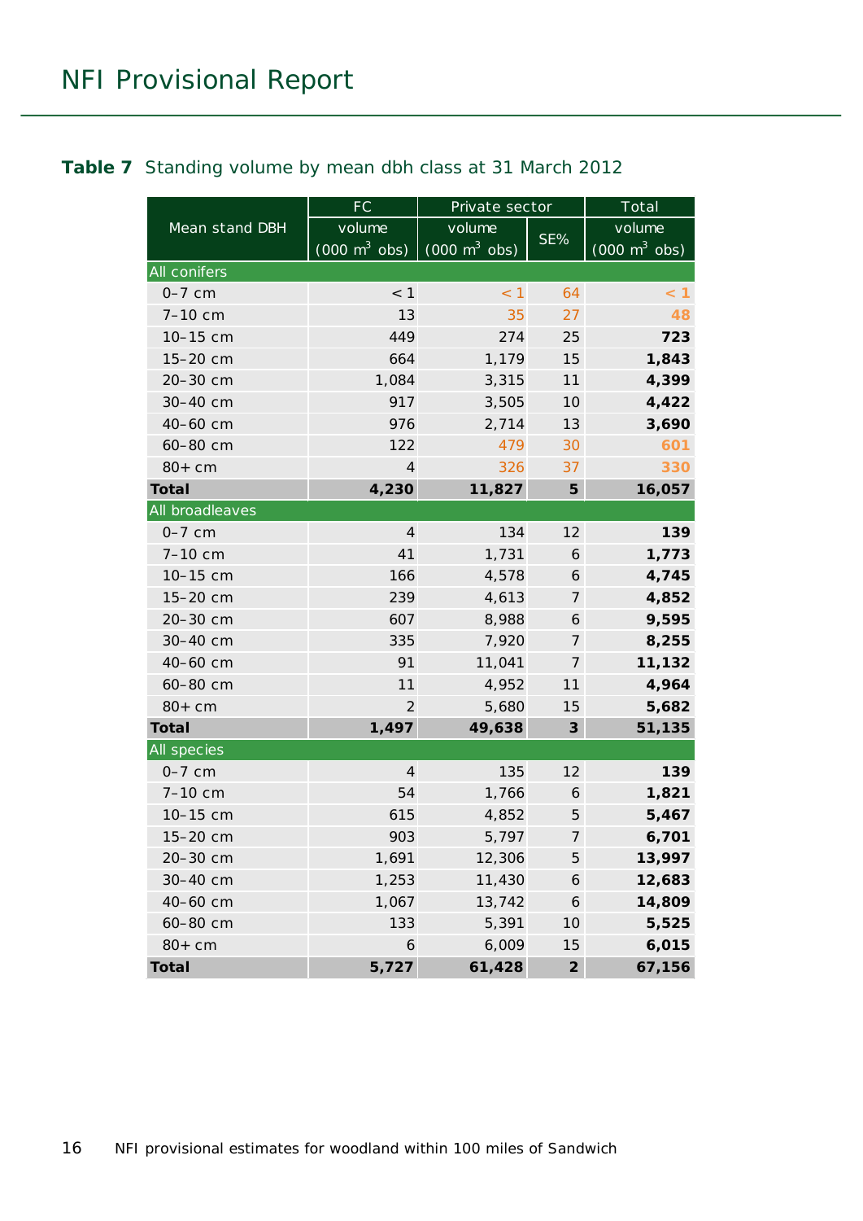**Table 7** Standing volume by mean dbh class at 31 March 2012

| Mean stand DBH | FC | Private sector | | Total |
|---|---|---|---|---|
| | volume (000 $m^3$ obs) | volume (000 $m^3$ obs) | SE% | volume (000 $m^3$ obs) |
| All conifers | | | | |
| 0–7 cm | < 1 | < 1 | 64 | **< 1** |
| 7–10 cm | 13 | 35 | 27 | **48** |
| 10–15 cm | 449 | 274 | 25 | **723** |
| 15–20 cm | 664 | 1,179 | 15 | **1,843** |
| 20–30 cm | 1,084 | 3,315 | 11 | **4,399** |
| 30–40 cm | 917 | 3,505 | 10 | **4,422** |
| 40–60 cm | 976 | 2,714 | 13 | **3,690** |
| 60–80 cm | 122 | 479 | 30 | **601** |
| 80+ cm | 4 | 326 | 37 | **330** |
| **Total** | **4,230** | **11,827** | **5** | **16,057** |
| All broadleaves | | | | |
| 0–7 cm | 4 | 134 | 12 | **139** |
| 7–10 cm | 41 | 1,731 | 6 | **1,773** |
| 10–15 cm | 166 | 4,578 | 6 | **4,745** |
| 15–20 cm | 239 | 4,613 | 7 | **4,852** |
| 20–30 cm | 607 | 8,988 | 6 | **9,595** |
| 30–40 cm | 335 | 7,920 | 7 | **8,255** |
| 40–60 cm | 91 | 11,041 | 7 | **11,132** |
| 60–80 cm | 11 | 4,952 | 11 | **4,964** |
| 80+ cm | 2 | 5,680 | 15 | **5,682** |
| **Total** | **1,497** | **49,638** | **3** | **51,135** |
| All species | | | | |
| 0–7 cm | 4 | 135 | 12 | **139** |
| 7–10 cm | 54 | 1,766 | 6 | **1,821** |
| 10–15 cm | 615 | 4,852 | 5 | **5,467** |
| 15–20 cm | 903 | 5,797 | 7 | **6,701** |
| 20–30 cm | 1,691 | 12,306 | 5 | **13,997** |
| 30–40 cm | 1,253 | 11,430 | 6 | **12,683** |
| 40–60 cm | 1,067 | 13,742 | 6 | **14,809** |
| 60–80 cm | 133 | 5,391 | 10 | **5,525** |
| 80+ cm | 6 | 6,009 | 15 | **6,015** |
| **Total** | **5,727** | **61,428** | **2** | **67,156** |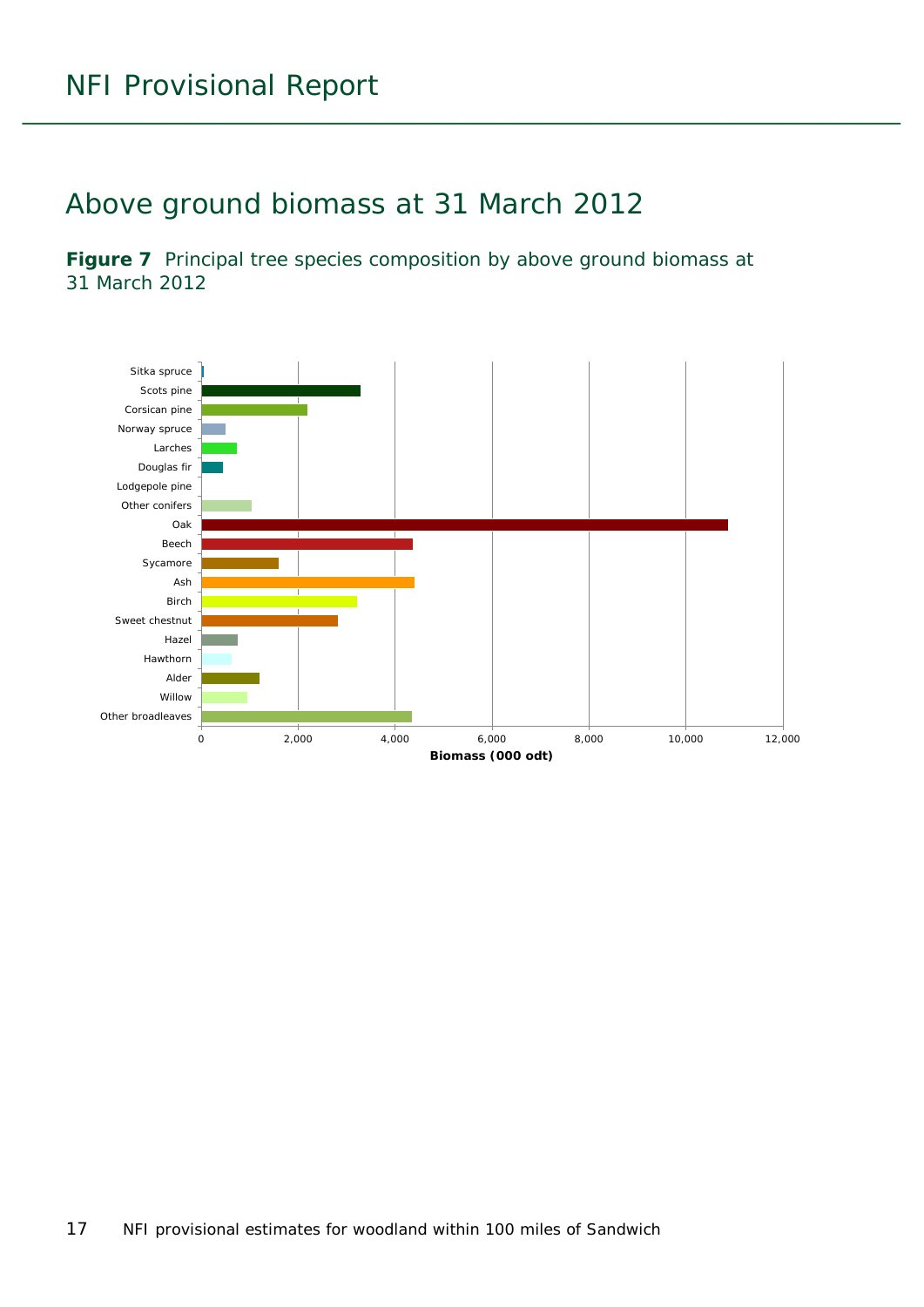# Above ground biomass at 31 March 2012

**Figure 7** Principal tree species composition by above ground biomass at 31 March 2012

Sitka spruce
Scots pine
Corsican pine
Norway spruce
Larches
Douglas fir
Lodgepole pine
Other conifers
Oak
Beech
Sycamore
Ash
Birch
Sweet chestnut
Hazel
Hawthorn
Alder
Willow
Other broadleaves

0 2,000 4,000 6,000 8,000 10,000 12,000

**Biomass (000 odt)**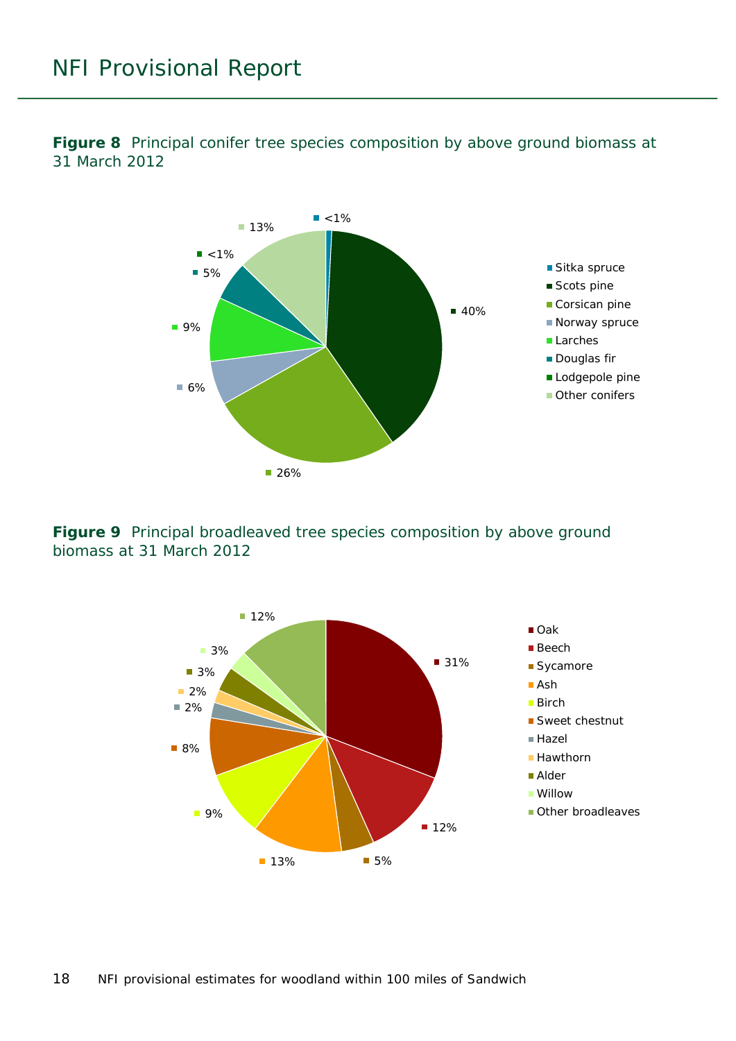**Figure 8** Principal conifer tree species composition by above ground biomass at 31 March 2012

<1%
40%
26%
6%
9%
5%
<1%
13%

Sitka spruce
Scots pine
Corsican pine
Norway spruce
Larches
Douglas fir
Lodgepole pine
Other conifers

**Figure 9** Principal broadleaved tree species composition by above ground biomass at 31 March 2012

31%
12%
5%
13%
9%
8%
2%
2%
3%
3%
12%

Oak
Beech
Sycamore
Ash
Birch
Sweet chestnut
Hazel
Hawthorn
Alder
Willow
Other broadleaves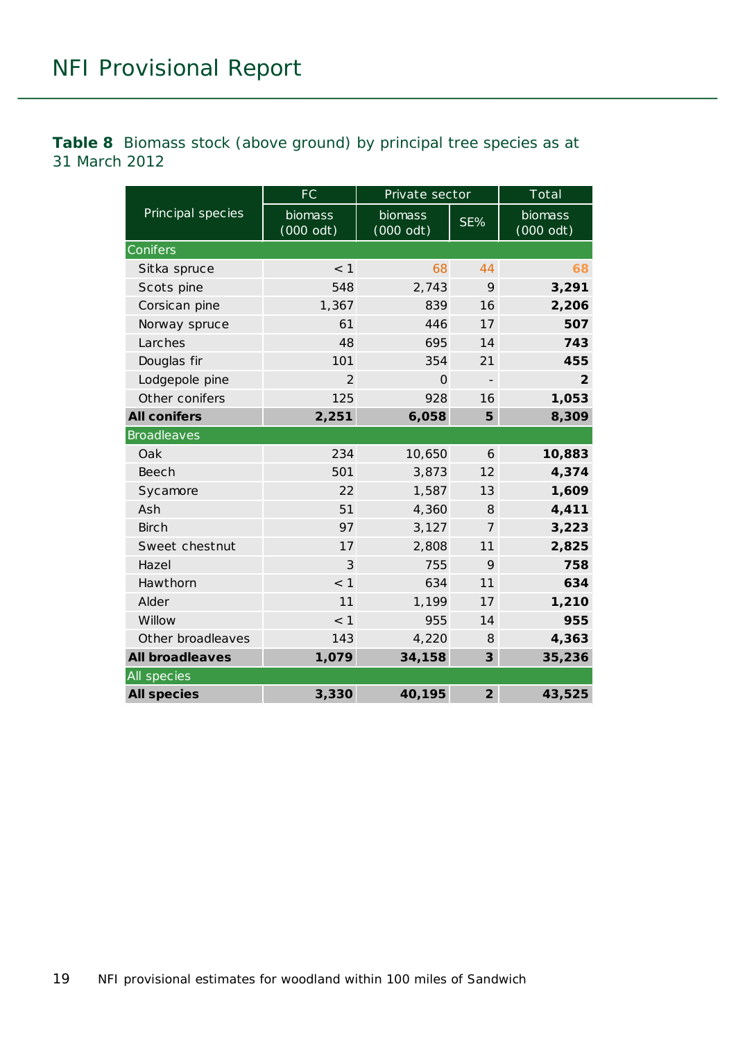**Table 8** Biomass stock (above ground) by principal tree species as at 31 March 2012

| Principal species | FC | Private sector | | Total |
|---|---|---|---|---|
| | biomass (000 odt) | biomass (000 odt) | SE% | biomass (000 odt) |
| **Conifers** | | | | |
| Sitka spruce | < 1 | 68 | 44 | **68** |
| Scots pine | 548 | 2,743 | 9 | **3,291** |
| Corsican pine | 1,367 | 839 | 16 | **2,206** |
| Norway spruce | 61 | 446 | 17 | **507** |
| Larches | 48 | 695 | 14 | **743** |
| Douglas fir | 101 | 354 | 21 | **455** |
| Lodgepole pine | 2 | 0 | - | **2** |
| Other conifers | 125 | 928 | 16 | **1,053** |
| **All conifers** | **2,251** | **6,058** | **5** | **8,309** |
| **Broadleaves** | | | | |
| Oak | 234 | 10,650 | 6 | **10,883** |
| Beech | 501 | 3,873 | 12 | **4,374** |
| Sycamore | 22 | 1,587 | 13 | **1,609** |
| Ash | 51 | 4,360 | 8 | **4,411** |
| Birch | 97 | 3,127 | 7 | **3,223** |
| Sweet chestnut | 17 | 2,808 | 11 | **2,825** |
| Hazel | 3 | 755 | 9 | **758** |
| Hawthorn | < 1 | 634 | 11 | **634** |
| Alder | 11 | 1,199 | 17 | **1,210** |
| Willow | < 1 | 955 | 14 | **955** |
| Other broadleaves | 143 | 4,220 | 8 | **4,363** |
| **All broadleaves** | **1,079** | **34,158** | **3** | **35,236** |
| **All species** | | | | |
| **All species** | **3,330** | **40,195** | **2** | **43,525** |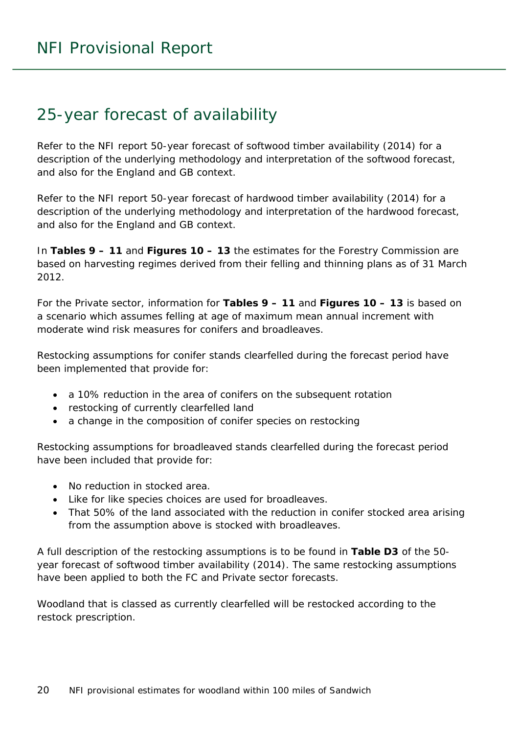## 25-year forecast of availability

Refer to the NFI report 50-year forecast of softwood timber availability (2014) for a description of the underlying methodology and interpretation of the softwood forecast, and also for the England and GB context.

Refer to the NFI report 50-year forecast of hardwood timber availability (2014) for a description of the underlying methodology and interpretation of the hardwood forecast, and also for the England and GB context.

In **Tables 9 – 11** and **Figures 10 – 13** the estimates for the Forestry Commission are based on harvesting regimes derived from their felling and thinning plans as of 31 March 2012.

For the Private sector, information for **Tables 9 – 11** and **Figures 10 – 13** is based on a scenario which assumes felling at age of maximum mean annual increment with moderate wind risk measures for conifers and broadleaves.

Restocking assumptions for conifer stands clearfelled during the forecast period have been implemented that provide for:

- a 10% reduction in the area of conifers on the subsequent rotation
- restocking of currently clearfelled land
- a change in the composition of conifer species on restocking

Restocking assumptions for broadleaved stands clearfelled during the forecast period have been included that provide for:

- No reduction in stocked area.
- Like for like species choices are used for broadleaves.
- That 50% of the land associated with the reduction in conifer stocked area arising from the assumption above is stocked with broadleaves.

A full description of the restocking assumptions is to be found in **Table D3** of the 50-year forecast of softwood timber availability (2014). The same restocking assumptions have been applied to both the FC and Private sector forecasts.

Woodland that is classed as currently clearfelled will be restocked according to the restock prescription.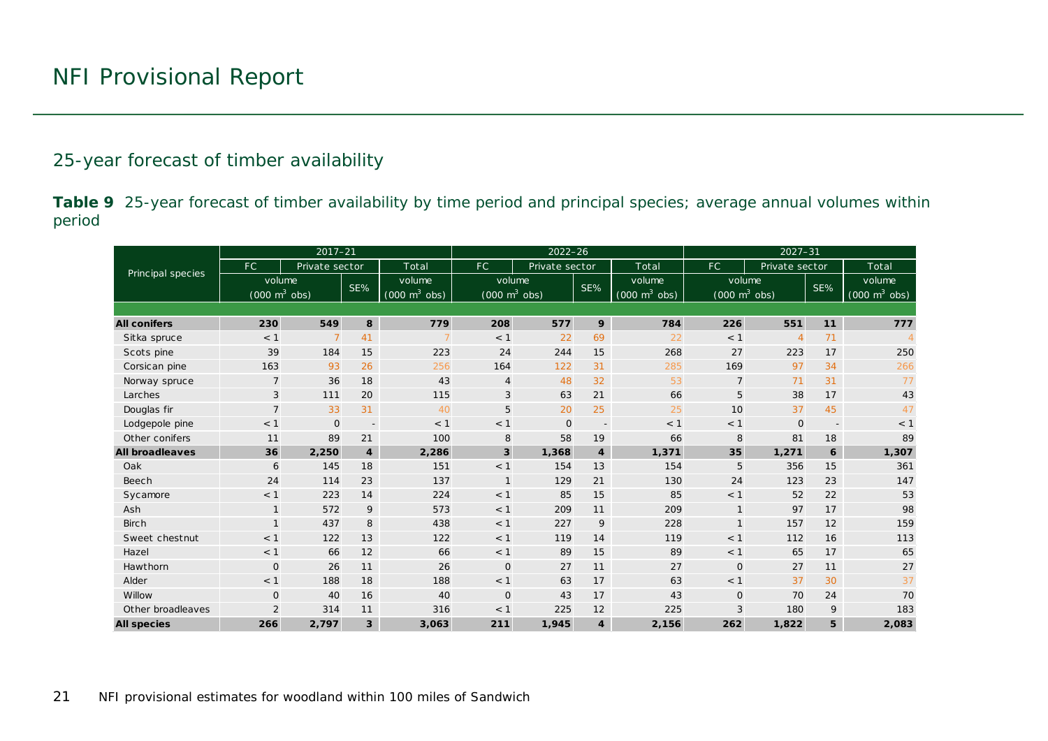# NFI Provisional Report

## 25-year forecast of timber availability

**Table 9** 25-year forecast of timber availability by time period and principal species; average annual volumes within period

| Principal species | 2017–21 | | | | 2022–26 | | | | 2027–31 | | | |
|---|---|---|---|---|---|---|---|---|---|---|---|---|
| | FC | Private sector | | Total | FC | Private sector | | Total | FC | Private sector | | Total |
| | volume (000 m$^3$ obs) | | SE% | volume (000 m$^3$ obs) | volume (000 m$^3$ obs) | | SE% | volume (000 m$^3$ obs) | volume (000 m$^3$ obs) | | SE% | volume (000 m$^3$ obs) |
| **All conifers** | **230** | **549** | **8** | **779** | **208** | **577** | **9** | **784** | **226** | **551** | **11** | **777** |
| Sitka spruce | < 1 | 7 | 41 | 7 | < 1 | 22 | 69 | 22 | < 1 | 4 | 71 | 4 |
| Scots pine | 39 | 184 | 15 | 223 | 24 | 244 | 15 | 268 | 27 | 223 | 17 | 250 |
| Corsican pine | 163 | 93 | 26 | 256 | 164 | 122 | 31 | 285 | 169 | 97 | 34 | 266 |
| Norway spruce | 7 | 36 | 18 | 43 | 4 | 48 | 32 | 53 | 7 | 71 | 31 | 77 |
| Larches | 3 | 111 | 20 | 115 | 3 | 63 | 21 | 66 | 5 | 38 | 17 | 43 |
| Douglas fir | 7 | 33 | 31 | 40 | 5 | 20 | 25 | 25 | 10 | 37 | 45 | 47 |
| Lodgepole pine | < 1 | 0 | - | < 1 | < 1 | 0 | - | < 1 | < 1 | 0 | - | < 1 |
| Other conifers | 11 | 89 | 21 | 100 | 8 | 58 | 19 | 66 | 8 | 81 | 18 | 89 |
| **All broadleaves** | **36** | **2,250** | **4** | **2,286** | **3** | **1,368** | **4** | **1,371** | **35** | **1,271** | **6** | **1,307** |
| Oak | 6 | 145 | 18 | 151 | < 1 | 154 | 13 | 154 | 5 | 356 | 15 | 361 |
| Beech | 24 | 114 | 23 | 137 | 1 | 129 | 21 | 130 | 24 | 123 | 23 | 147 |
| Sycamore | < 1 | 223 | 14 | 224 | < 1 | 85 | 15 | 85 | < 1 | 52 | 22 | 53 |
| Ash | 1 | 572 | 9 | 573 | < 1 | 209 | 11 | 209 | 1 | 97 | 17 | 98 |
| Birch | 1 | 437 | 8 | 438 | < 1 | 227 | 9 | 228 | 1 | 157 | 12 | 159 |
| Sweet chestnut | < 1 | 122 | 13 | 122 | < 1 | 119 | 14 | 119 | < 1 | 112 | 16 | 113 |
| Hazel | < 1 | 66 | 12 | 66 | < 1 | 89 | 15 | 89 | < 1 | 65 | 17 | 65 |
| Hawthorn | 0 | 26 | 11 | 26 | 0 | 27 | 11 | 27 | 0 | 27 | 11 | 27 |
| Alder | < 1 | 188 | 18 | 188 | < 1 | 63 | 17 | 63 | < 1 | 37 | 30 | 37 |
| Willow | 0 | 40 | 16 | 40 | 0 | 43 | 17 | 43 | 0 | 70 | 24 | 70 |
| Other broadleaves | 2 | 314 | 11 | 316 | < 1 | 225 | 12 | 225 | 3 | 180 | 9 | 183 |
| **All species** | **266** | **2,797** | **3** | **3,063** | **211** | **1,945** | **4** | **2,156** | **262** | **1,822** | **5** | **2,083** |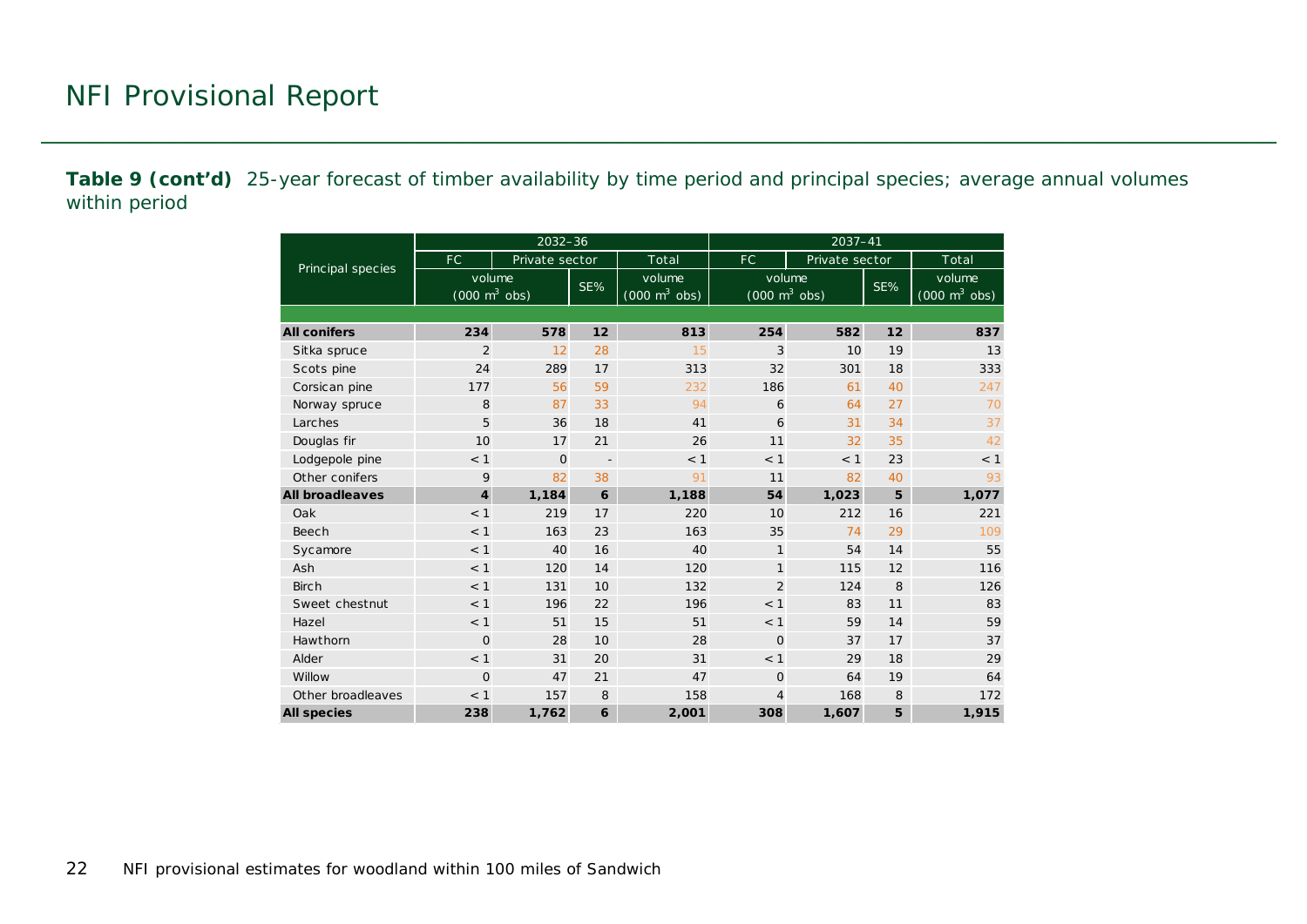**Table 9 (cont'd)** 25-year forecast of timber availability by time period and principal species; average annual volumes within period

| Principal species | 2032–36 | | | | 2037–41 | | | |
|---|---|---|---|---|---|---|---|---|
| | FC | Private sector | | Total | FC | Private sector | | Total |
| | volume (000 $m^3$ obs) | | SE% | volume (000 $m^3$ obs) | volume (000 $m^3$ obs) | | SE% | volume (000 $m^3$ obs) |
| **All conifers** | **234** | **578** | **12** | **813** | **254** | **582** | **12** | **837** |
| Sitka spruce | 2 | 12 | 28 | 15 | 3 | 10 | 19 | 13 |
| Scots pine | 24 | 289 | 17 | 313 | 32 | 301 | 18 | 333 |
| Corsican pine | 177 | 56 | 59 | 232 | 186 | 61 | 40 | 247 |
| Norway spruce | 8 | 87 | 33 | 94 | 6 | 64 | 27 | 70 |
| Larches | 5 | 36 | 18 | 41 | 6 | 31 | 34 | 37 |
| Douglas fir | 10 | 17 | 21 | 26 | 11 | 32 | 35 | 42 |
| Lodgepole pine | < 1 | 0 | - | < 1 | < 1 | < 1 | 23 | < 1 |
| Other conifers | 9 | 82 | 38 | 91 | 11 | 82 | 40 | 93 |
| **All broadleaves** | **4** | **1,184** | **6** | **1,188** | **54** | **1,023** | **5** | **1,077** |
| Oak | < 1 | 219 | 17 | 220 | 10 | 212 | 16 | 221 |
| Beech | < 1 | 163 | 23 | 163 | 35 | 74 | 29 | 109 |
| Sycamore | < 1 | 40 | 16 | 40 | 1 | 54 | 14 | 55 |
| Ash | < 1 | 120 | 14 | 120 | 1 | 115 | 12 | 116 |
| Birch | < 1 | 131 | 10 | 132 | 2 | 124 | 8 | 126 |
| Sweet chestnut | < 1 | 196 | 22 | 196 | < 1 | 83 | 11 | 83 |
| Hazel | < 1 | 51 | 15 | 51 | < 1 | 59 | 14 | 59 |
| Hawthorn | 0 | 28 | 10 | 28 | 0 | 37 | 17 | 37 |
| Alder | < 1 | 31 | 20 | 31 | < 1 | 29 | 18 | 29 |
| Willow | 0 | 47 | 21 | 47 | 0 | 64 | 19 | 64 |
| Other broadleaves | < 1 | 157 | 8 | 158 | 4 | 168 | 8 | 172 |
| **All species** | **238** | **1,762** | **6** | **2,001** | **308** | **1,607** | **5** | **1,915** |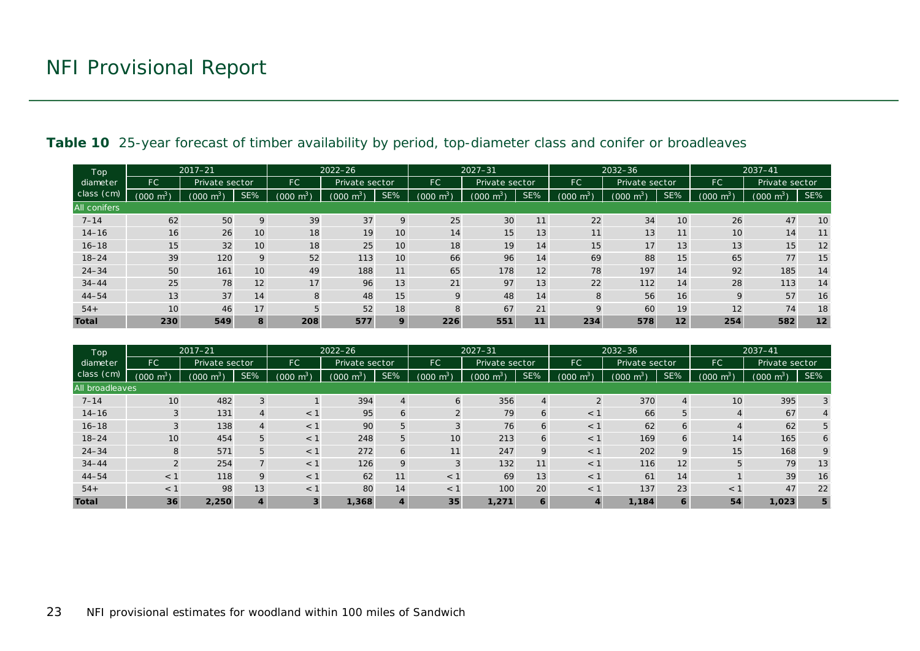**Table 10** 25-year forecast of timber availability by period, top-diameter class and conifer or broadleaves

| Top diameter class (cm) | 2017–21 | | | 2022–26 | | | 2027–31 | | | 2032–36 | | | 2037–41 | | |
|---|---|---|---|---|---|---|---|---|---|---|---|---|---|---|---|
| | FC | Private sector | | FC | Private sector | | FC | Private sector | | FC | Private sector | | FC | Private sector | |
| | (000 $m^3$) | (000 $m^3$) | SE% | (000 $m^3$) | (000 $m^3$) | SE% | (000 $m^3$) | (000 $m^3$) | SE% | (000 $m^3$) | (000 $m^3$) | SE% | (000 $m^3$) | (000 $m^3$) | SE% |
| All conifers | | | | | | | | | | | | | | | |
| 7–14 | 62 | 50 | 9 | 39 | 37 | 9 | 25 | 30 | 11 | 22 | 34 | 10 | 26 | 47 | 10 |
| 14–16 | 16 | 26 | 10 | 18 | 19 | 10 | 14 | 15 | 13 | 11 | 13 | 11 | 10 | 14 | 11 |
| 16–18 | 15 | 32 | 10 | 18 | 25 | 10 | 18 | 19 | 14 | 15 | 17 | 13 | 13 | 15 | 12 |
| 18–24 | 39 | 120 | 9 | 52 | 113 | 10 | 66 | 96 | 14 | 69 | 88 | 15 | 65 | 77 | 15 |
| 24–34 | 50 | 161 | 10 | 49 | 188 | 11 | 65 | 178 | 12 | 78 | 197 | 14 | 92 | 185 | 14 |
| 34–44 | 25 | 78 | 12 | 17 | 96 | 13 | 21 | 97 | 13 | 22 | 112 | 14 | 28 | 113 | 14 |
| 44–54 | 13 | 37 | 14 | 8 | 48 | 15 | 9 | 48 | 14 | 8 | 56 | 16 | 9 | 57 | 16 |
| 54+ | 10 | 46 | 17 | 5 | 52 | 18 | 8 | 67 | 21 | 9 | 60 | 19 | 12 | 74 | 18 |
| **Total** | **230** | **549** | **8** | **208** | **577** | **9** | **226** | **551** | **11** | **234** | **578** | **12** | **254** | **582** | **12** |

| Top diameter class (cm) | 2017–21 | | | 2022–26 | | | 2027–31 | | | 2032–36 | | | 2037–41 | | |
|---|---|---|---|---|---|---|---|---|---|---|---|---|---|---|---|
| | FC | Private sector | | FC | Private sector | | FC | Private sector | | FC | Private sector | | FC | Private sector | |
| | (000 $m^3$) | (000 $m^3$) | SE% | (000 $m^3$) | (000 $m^3$) | SE% | (000 $m^3$) | (000 $m^3$) | SE% | (000 $m^3$) | (000 $m^3$) | SE% | (000 $m^3$) | (000 $m^3$) | SE% |
| All broadleaves | | | | | | | | | | | | | | | |
| 7–14 | 10 | 482 | 3 | 1 | 394 | 4 | 6 | 356 | 4 | 2 | 370 | 4 | 10 | 395 | 3 |
| 14–16 | 3 | 131 | 4 | < 1 | 95 | 6 | 2 | 79 | 6 | < 1 | 66 | 5 | 4 | 67 | 4 |
| 16–18 | 3 | 138 | 4 | < 1 | 90 | 5 | 3 | 76 | 6 | < 1 | 62 | 6 | 4 | 62 | 5 |
| 18–24 | 10 | 454 | 5 | < 1 | 248 | 5 | 10 | 213 | 6 | < 1 | 169 | 6 | 14 | 165 | 6 |
| 24–34 | 8 | 571 | 5 | < 1 | 272 | 6 | 11 | 247 | 9 | < 1 | 202 | 9 | 15 | 168 | 9 |
| 34–44 | 2 | 254 | 7 | < 1 | 126 | 9 | 3 | 132 | 11 | < 1 | 116 | 12 | 5 | 79 | 13 |
| 44–54 | < 1 | 118 | 9 | < 1 | 62 | 11 | < 1 | 69 | 13 | < 1 | 61 | 14 | 1 | 39 | 16 |
| 54+ | < 1 | 98 | 13 | < 1 | 80 | 14 | < 1 | 100 | 20 | < 1 | 137 | 23 | < 1 | 47 | 22 |
| **Total** | **36** | **2,250** | **4** | **3** | **1,368** | **4** | **35** | **1,271** | **6** | **4** | **1,184** | **6** | **54** | **1,023** | **5** |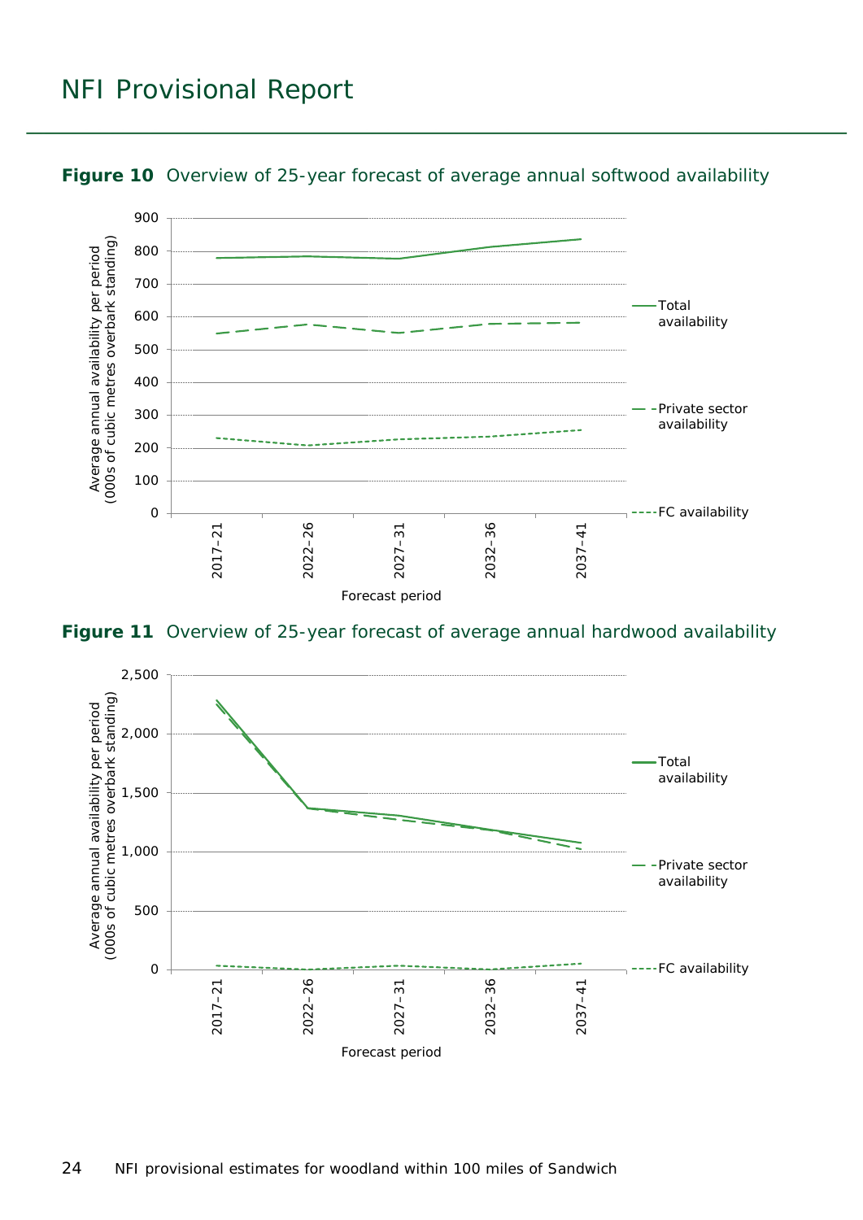**Figure 10** Overview of 25-year forecast of average annual softwood availability

Average annual availability per period (000s of cubic metres overbark standing)

900
800
700
600
500
400
300
200
100
0

2017–21
2022–26
2027–31
2032–36
2037–41

Forecast period

Total availability

Private sector availability

FC availability

**Figure 11** Overview of 25-year forecast of average annual hardwood availability

Average annual availability per period (000s of cubic metres overbark standing)

2,500
2,000
1,500
1,000
500
0

2017–21
2022–26
2027–31
2032–36
2037–41

Forecast period

Total availability

Private sector availability

FC availability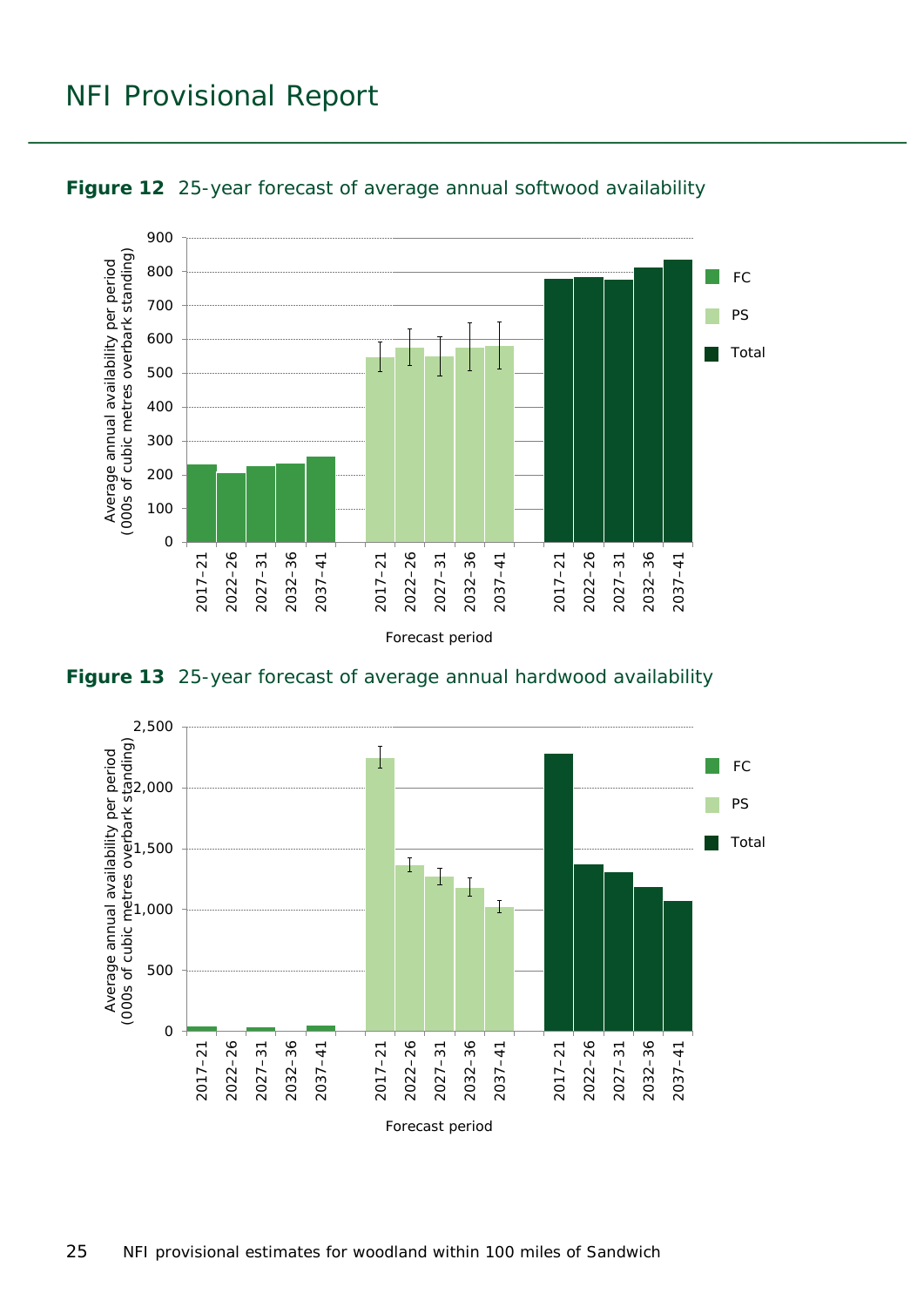**Figure 12** 25-year forecast of average annual softwood availability

Average annual availability per period (000s of cubic metres overbark standing)

900
800
700
600
500
400
300
200
100
0

2017–21
2022–26
2027–31
2032–36
2037–41

2017–21
2022–26
2027–31
2032–36
2037–41

2017–21
2022–26
2027–31
2032–36
2037–41

Forecast period

FC
PS
Total

**Figure 13** 25-year forecast of average annual hardwood availability

Average annual availability per period (000s of cubic metres overbark standing)

2,500
2,000
1,500
1,000
500
0

2017–21
2022–26
2027–31
2032–36
2037–41

2017–21
2022–26
2027–31
2032–36
2037–41

2017–21
2022–26
2027–31
2032–36
2037–41

Forecast period

FC
PS
Total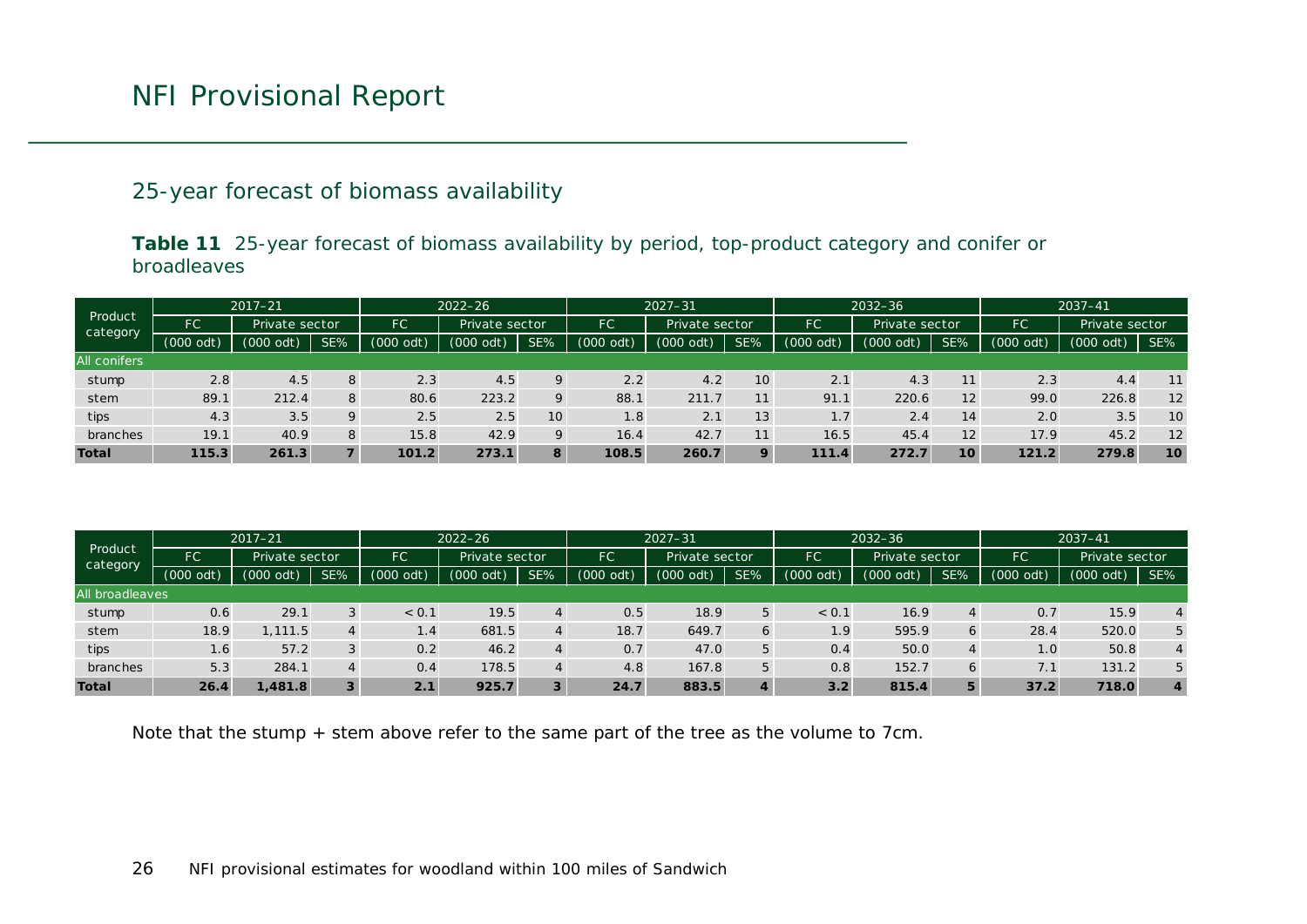## 25-year forecast of biomass availability

**Table 11** 25-year forecast of biomass availability by period, top-product category and conifer or broadleaves

| Product category | 2017–21 | | | 2022–26 | | | 2027–31 | | | 2032–36 | | | 2037–41 | | |
|---|---|---|---|---|---|---|---|---|---|---|---|---|---|---|---|
| | FC | Private sector | | FC | Private sector | | FC | Private sector | | FC | Private sector | | FC | Private sector | |
| | (000 odt) | (000 odt) | SE% | (000 odt) | (000 odt) | SE% | (000 odt) | (000 odt) | SE% | (000 odt) | (000 odt) | SE% | (000 odt) | (000 odt) | SE% |
| All conifers | | | | | | | | | | | | | | | |
| stump | 2.8 | 4.5 | 8 | 2.3 | 4.5 | 9 | 2.2 | 4.2 | 10 | 2.1 | 4.3 | 11 | 2.3 | 4.4 | 11 |
| stem | 89.1 | 212.4 | 8 | 80.6 | 223.2 | 9 | 88.1 | 211.7 | 11 | 91.1 | 220.6 | 12 | 99.0 | 226.8 | 12 |
| tips | 4.3 | 3.5 | 9 | 2.5 | 2.5 | 10 | 1.8 | 2.1 | 13 | 1.7 | 2.4 | 14 | 2.0 | 3.5 | 10 |
| branches | 19.1 | 40.9 | 8 | 15.8 | 42.9 | 9 | 16.4 | 42.7 | 11 | 16.5 | 45.4 | 12 | 17.9 | 45.2 | 12 |
| **Total** | **115.3** | **261.3** | **7** | **101.2** | **273.1** | **8** | **108.5** | **260.7** | **9** | **111.4** | **272.7** | **10** | **121.2** | **279.8** | **10** |

| Product category | 2017–21 | | | 2022–26 | | | 2027–31 | | | 2032–36 | | | 2037–41 | | |
|---|---|---|---|---|---|---|---|---|---|---|---|---|---|---|---|
| | FC | Private sector | | FC | Private sector | | FC | Private sector | | FC | Private sector | | FC | Private sector | |
| | (000 odt) | (000 odt) | SE% | (000 odt) | (000 odt) | SE% | (000 odt) | (000 odt) | SE% | (000 odt) | (000 odt) | SE% | (000 odt) | (000 odt) | SE% |
| All broadleaves | | | | | | | | | | | | | | | |
| stump | 0.6 | 29.1 | 3 | < 0.1 | 19.5 | 4 | 0.5 | 18.9 | 5 | < 0.1 | 16.9 | 4 | 0.7 | 15.9 | 4 |
| stem | 18.9 | 1,111.5 | 4 | 1.4 | 681.5 | 4 | 18.7 | 649.7 | 6 | 1.9 | 595.9 | 6 | 28.4 | 520.0 | 5 |
| tips | 1.6 | 57.2 | 3 | 0.2 | 46.2 | 4 | 0.7 | 47.0 | 5 | 0.4 | 50.0 | 4 | 1.0 | 50.8 | 4 |
| branches | 5.3 | 284.1 | 4 | 0.4 | 178.5 | 4 | 4.8 | 167.8 | 5 | 0.8 | 152.7 | 6 | 7.1 | 131.2 | 5 |
| **Total** | **26.4** | **1,481.8** | **3** | **2.1** | **925.7** | **3** | **24.7** | **883.5** | **4** | **3.2** | **815.4** | **5** | **37.2** | **718.0** | **4** |

Note that the stump + stem above refer to the same part of the tree as the volume to 7cm.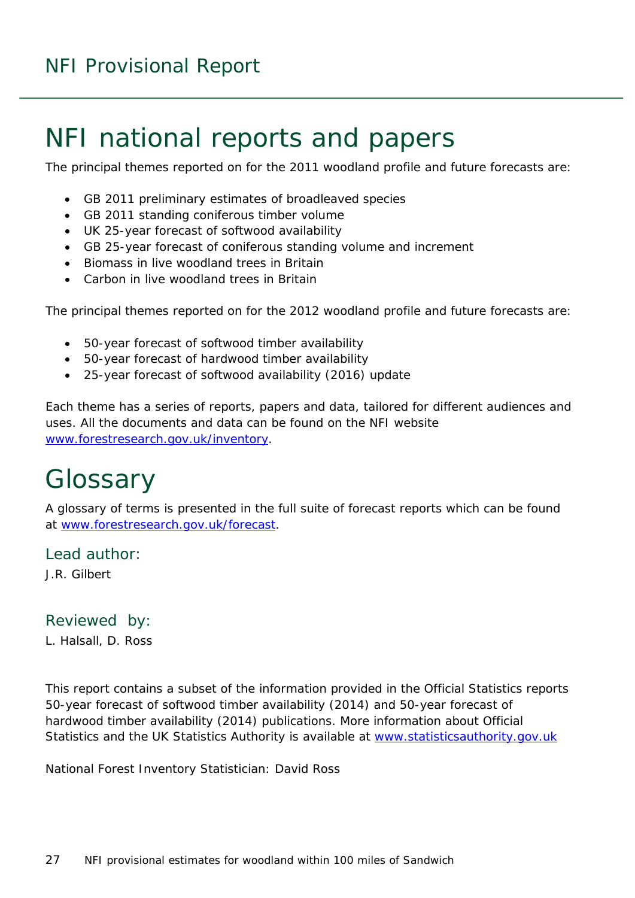# NFI national reports and papers

The principal themes reported on for the 2011 woodland profile and future forecasts are:

- GB 2011 preliminary estimates of broadleaved species
- GB 2011 standing coniferous timber volume
- UK 25-year forecast of softwood availability
- GB 25-year forecast of coniferous standing volume and increment
- Biomass in live woodland trees in Britain
- Carbon in live woodland trees in Britain

The principal themes reported on for the 2012 woodland profile and future forecasts are:

- 50-year forecast of softwood timber availability
- 50-year forecast of hardwood timber availability
- 25-year forecast of softwood availability (2016) update

Each theme has a series of reports, papers and data, tailored for different audiences and uses. All the documents and data can be found on the NFI website [www.forestresearch.gov.uk/inventory](www.forestresearch.gov.uk/inventory).

# Glossary

A glossary of terms is presented in the full suite of forecast reports which can be found at [www.forestresearch.gov.uk/forecast](www.forestresearch.gov.uk/forecast).

### Lead author:

J.R. Gilbert

### Reviewed by:

L. Halsall, D. Ross

This report contains a subset of the information provided in the Official Statistics reports 50-year forecast of softwood timber availability (2014) and 50-year forecast of hardwood timber availability (2014) publications. More information about Official Statistics and the UK Statistics Authority is available at [www.statisticsauthority.gov.uk](www.statisticsauthority.gov.uk)

National Forest Inventory Statistician: David Ross